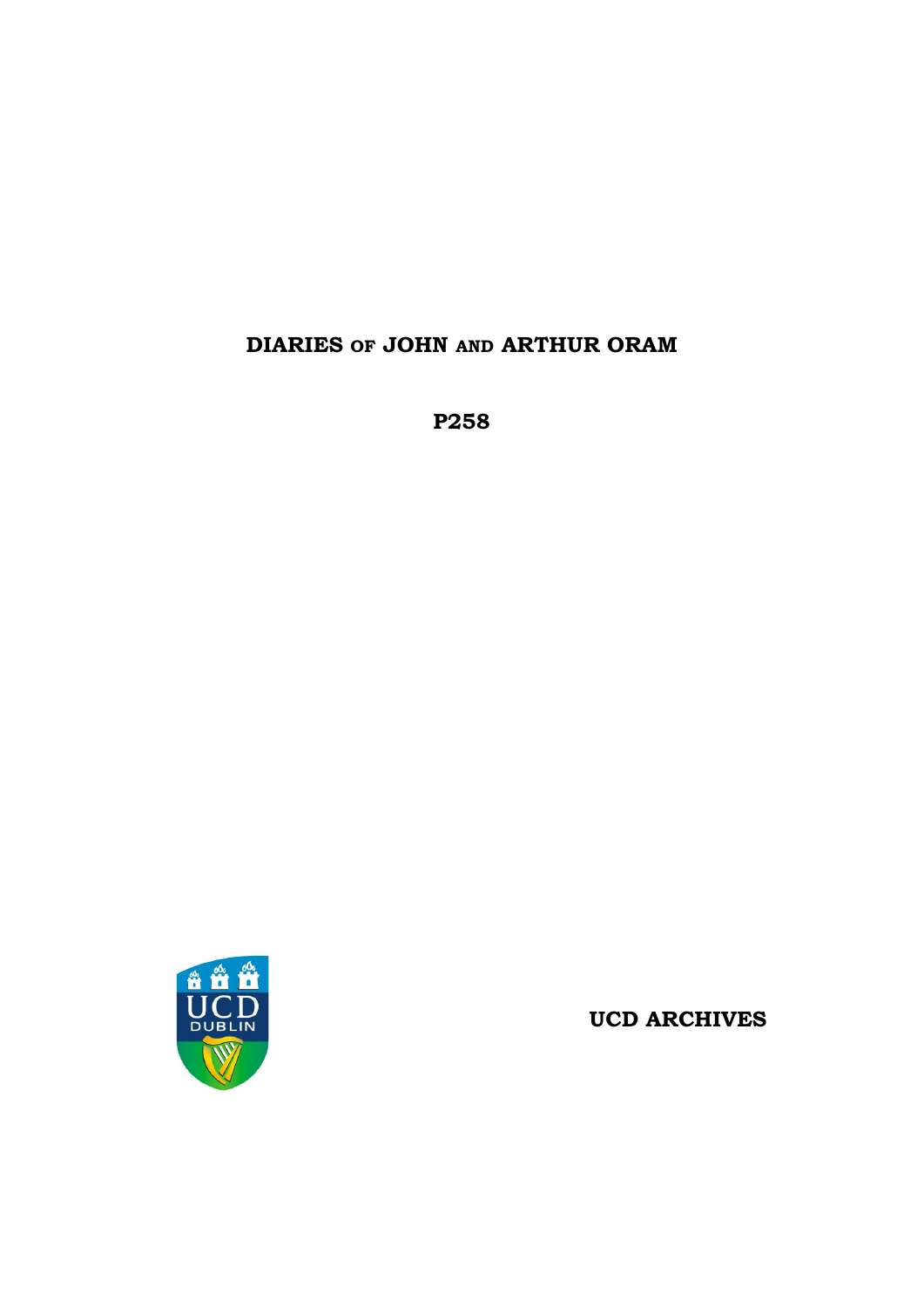# DIARIES OF JOHN AND ARTHUR ORAM

**P258**

**UCD ARCHIVES**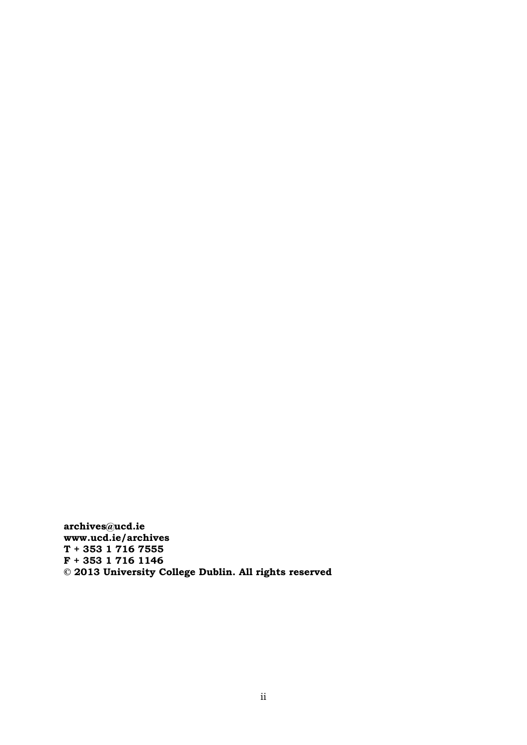**archives@ucd.ie**
**www.ucd.ie/archives**
**T + 353 1 716 7555**
**F + 353 1 716 1146**
**© 2013 University College Dublin. All rights reserved**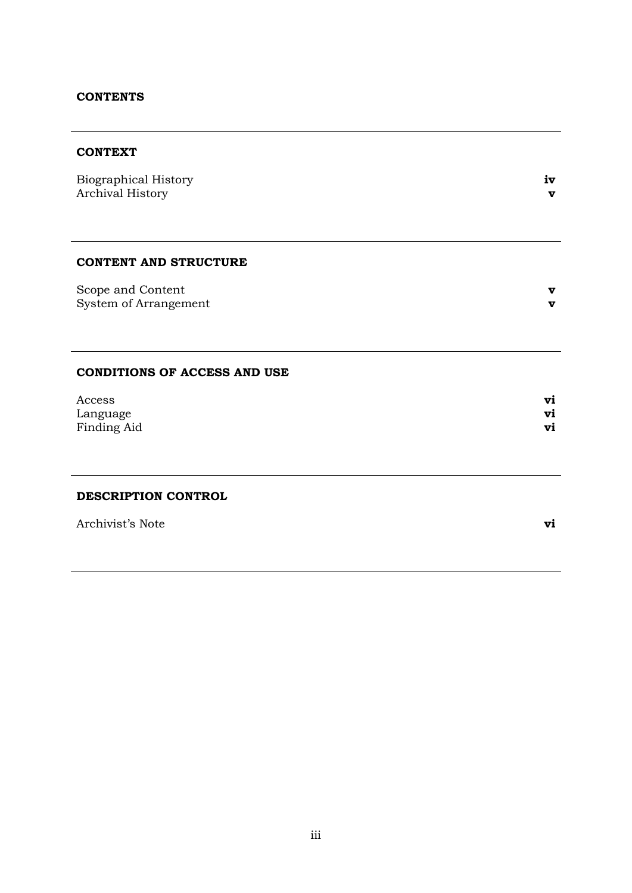# CONTENTS

## CONTEXT

| | |
|---|---|
| Biographical History | **iv** |
| Archival History | **v** |

## CONTENT AND STRUCTURE

| | |
|---|---|
| Scope and Content | **v** |
| System of Arrangement | **v** |

## CONDITIONS OF ACCESS AND USE

| | |
|---|---|
| Access | **vi** |
| Language | **vi** |
| Finding Aid | **vi** |

## DESCRIPTION CONTROL

| | |
|---|---|
| Archivist's Note | **vi** |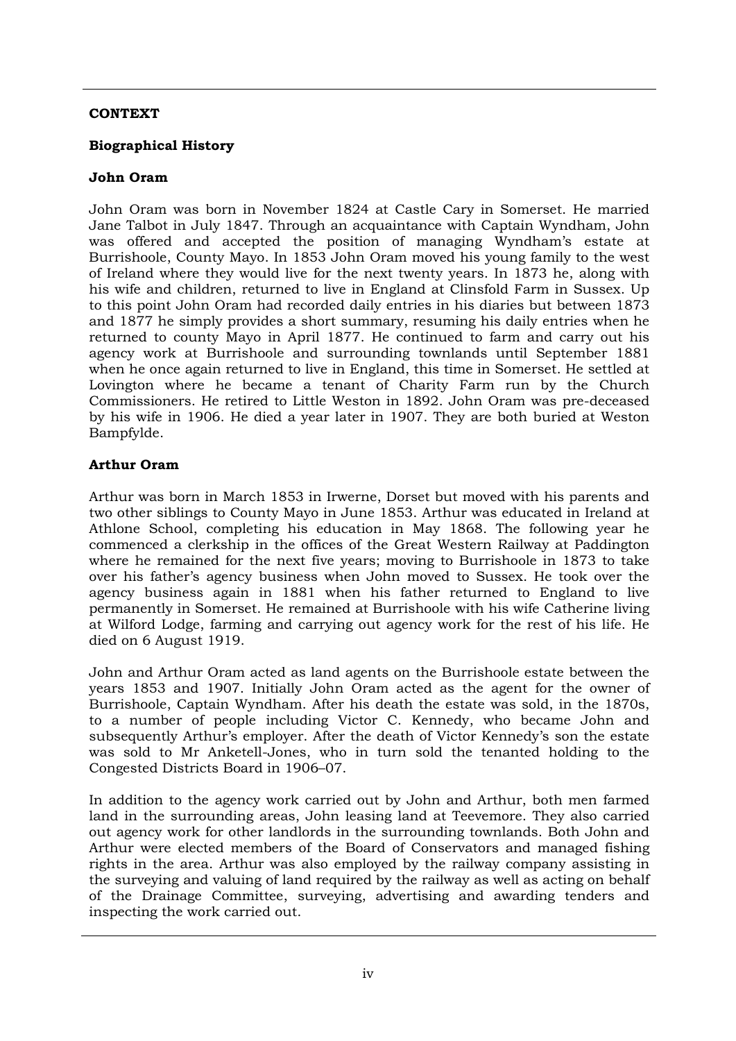**CONTEXT**

**Biographical History**

**John Oram**

John Oram was born in November 1824 at Castle Cary in Somerset. He married Jane Talbot in July 1847. Through an acquaintance with Captain Wyndham, John was offered and accepted the position of managing Wyndham's estate at Burrishoole, County Mayo. In 1853 John Oram moved his young family to the west of Ireland where they would live for the next twenty years. In 1873 he, along with his wife and children, returned to live in England at Clinsfold Farm in Sussex. Up to this point John Oram had recorded daily entries in his diaries but between 1873 and 1877 he simply provides a short summary, resuming his daily entries when he returned to county Mayo in April 1877. He continued to farm and carry out his agency work at Burrishoole and surrounding townlands until September 1881 when he once again returned to live in England, this time in Somerset. He settled at Lovington where he became a tenant of Charity Farm run by the Church Commissioners. He retired to Little Weston in 1892. John Oram was pre-deceased by his wife in 1906. He died a year later in 1907. They are both buried at Weston Bampfylde.

**Arthur Oram**

Arthur was born in March 1853 in Irwerne, Dorset but moved with his parents and two other siblings to County Mayo in June 1853. Arthur was educated in Ireland at Athlone School, completing his education in May 1868. The following year he commenced a clerkship in the offices of the Great Western Railway at Paddington where he remained for the next five years; moving to Burrishoole in 1873 to take over his father's agency business when John moved to Sussex. He took over the agency business again in 1881 when his father returned to England to live permanently in Somerset. He remained at Burrishoole with his wife Catherine living at Wilford Lodge, farming and carrying out agency work for the rest of his life. He died on 6 August 1919.

John and Arthur Oram acted as land agents on the Burrishoole estate between the years 1853 and 1907. Initially John Oram acted as the agent for the owner of Burrishoole, Captain Wyndham. After his death the estate was sold, in the 1870s, to a number of people including Victor C. Kennedy, who became John and subsequently Arthur's employer. After the death of Victor Kennedy's son the estate was sold to Mr Anketell-Jones, who in turn sold the tenanted holding to the Congested Districts Board in 1906–07.

In addition to the agency work carried out by John and Arthur, both men farmed land in the surrounding areas, John leasing land at Teevemore. They also carried out agency work for other landlords in the surrounding townlands. Both John and Arthur were elected members of the Board of Conservators and managed fishing rights in the area. Arthur was also employed by the railway company assisting in the surveying and valuing of land required by the railway as well as acting on behalf of the Drainage Committee, surveying, advertising and awarding tenders and inspecting the work carried out.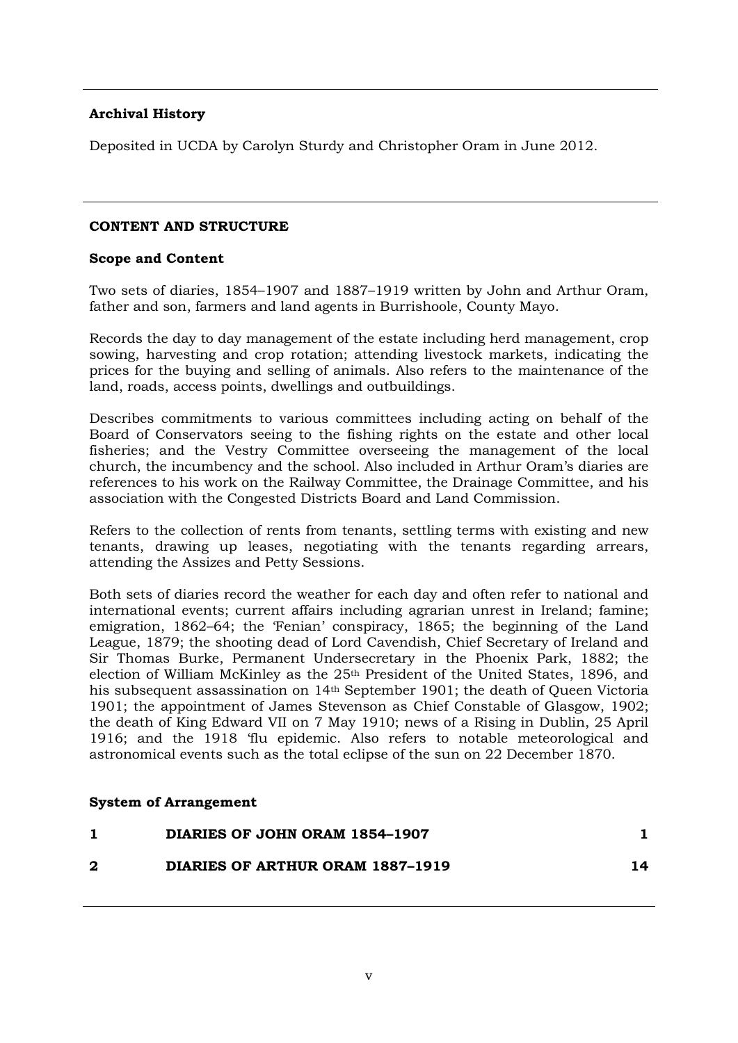### Archival History

Deposited in UCDA by Carolyn Sturdy and Christopher Oram in June 2012.

## CONTENT AND STRUCTURE

### Scope and Content

Two sets of diaries, 1854–1907 and 1887–1919 written by John and Arthur Oram, father and son, farmers and land agents in Burrishoole, County Mayo.

Records the day to day management of the estate including herd management, crop sowing, harvesting and crop rotation; attending livestock markets, indicating the prices for the buying and selling of animals. Also refers to the maintenance of the land, roads, access points, dwellings and outbuildings.

Describes commitments to various committees including acting on behalf of the Board of Conservators seeing to the fishing rights on the estate and other local fisheries; and the Vestry Committee overseeing the management of the local church, the incumbency and the school. Also included in Arthur Oram's diaries are references to his work on the Railway Committee, the Drainage Committee, and his association with the Congested Districts Board and Land Commission.

Refers to the collection of rents from tenants, settling terms with existing and new tenants, drawing up leases, negotiating with the tenants regarding arrears, attending the Assizes and Petty Sessions.

Both sets of diaries record the weather for each day and often refer to national and international events; current affairs including agrarian unrest in Ireland; famine; emigration, 1862–64; the 'Fenian' conspiracy, 1865; the beginning of the Land League, 1879; the shooting dead of Lord Cavendish, Chief Secretary of Ireland and Sir Thomas Burke, Permanent Undersecretary in the Phoenix Park, 1882; the election of William McKinley as the 25th President of the United States, 1896, and his subsequent assassination on 14th September 1901; the death of Queen Victoria 1901; the appointment of James Stevenson as Chief Constable of Glasgow, 1902; the death of King Edward VII on 7 May 1910; news of a Rising in Dublin, 25 April 1916; and the 1918 'flu epidemic. Also refers to notable meteorological and astronomical events such as the total eclipse of the sun on 22 December 1870.

### System of Arrangement

| | | |
|---|---|---|
| **1** | **DIARIES OF JOHN ORAM 1854–1907** | **1** |
| **2** | **DIARIES OF ARTHUR ORAM 1887–1919** | **14** |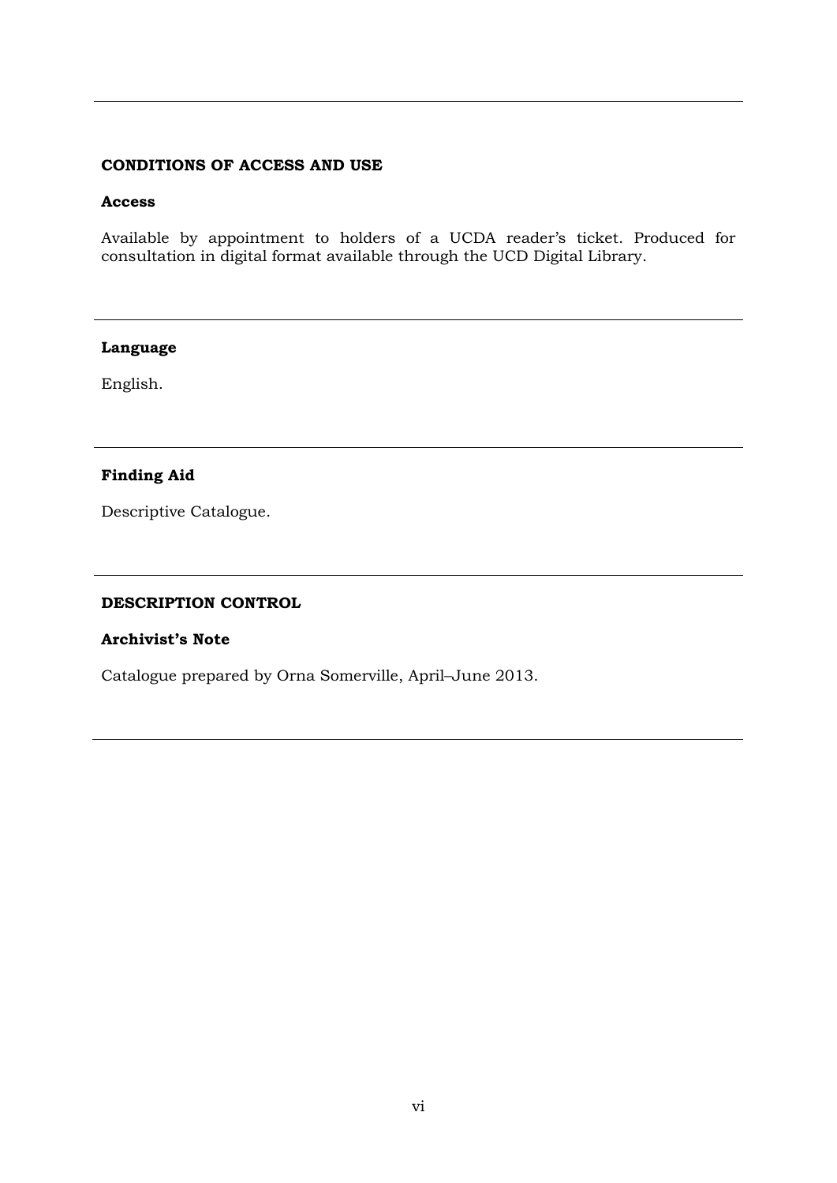## CONDITIONS OF ACCESS AND USE

### Access

Available by appointment to holders of a UCDA reader's ticket. Produced for consultation in digital format available through the UCD Digital Library.

### Language

English.

### Finding Aid

Descriptive Catalogue.

## DESCRIPTION CONTROL

### Archivist's Note

Catalogue prepared by Orna Somerville, April–June 2013.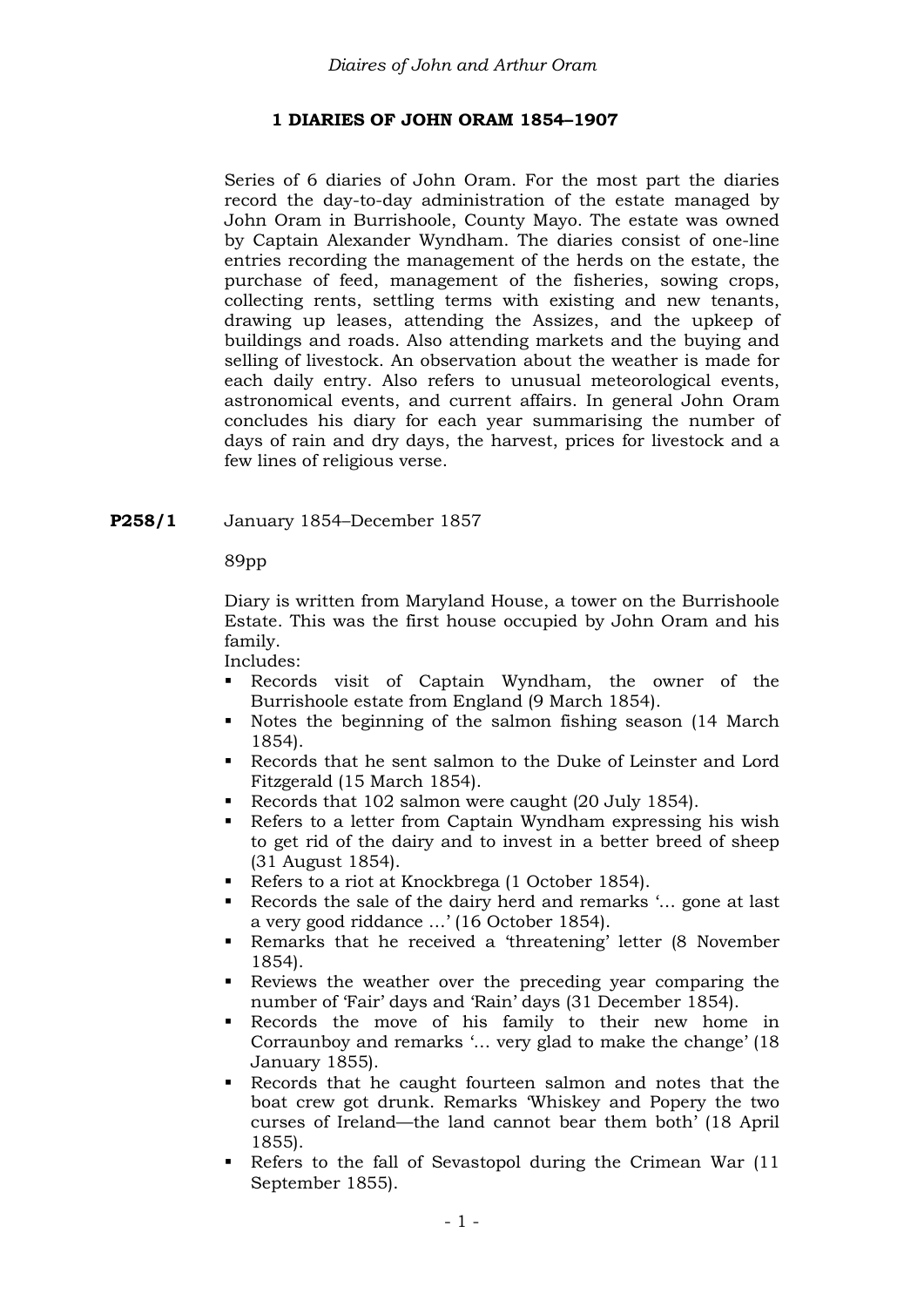# 1 DIARIES OF JOHN ORAM 1854–1907

Series of 6 diaries of John Oram. For the most part the diaries record the day-to-day administration of the estate managed by John Oram in Burrishoole, County Mayo. The estate was owned by Captain Alexander Wyndham. The diaries consist of one-line entries recording the management of the herds on the estate, the purchase of feed, management of the fisheries, sowing crops, collecting rents, settling terms with existing and new tenants, drawing up leases, attending the Assizes, and the upkeep of buildings and roads. Also attending markets and the buying and selling of livestock. An observation about the weather is made for each daily entry. Also refers to unusual meteorological events, astronomical events, and current affairs. In general John Oram concludes his diary for each year summarising the number of days of rain and dry days, the harvest, prices for livestock and a few lines of religious verse.

**P258/1** January 1854–December 1857

89pp

Diary is written from Maryland House, a tower on the Burrishoole Estate. This was the first house occupied by John Oram and his family.

Includes:

- Records visit of Captain Wyndham, the owner of the Burrishoole estate from England (9 March 1854).
- Notes the beginning of the salmon fishing season (14 March 1854).
- Records that he sent salmon to the Duke of Leinster and Lord Fitzgerald (15 March 1854).
- Records that 102 salmon were caught (20 July 1854).
- Refers to a letter from Captain Wyndham expressing his wish to get rid of the dairy and to invest in a better breed of sheep (31 August 1854).
- Refers to a riot at Knockbrega (1 October 1854).
- Records the sale of the dairy herd and remarks '… gone at last a very good riddance …' (16 October 1854).
- Remarks that he received a 'threatening' letter (8 November 1854).
- Reviews the weather over the preceding year comparing the number of 'Fair' days and 'Rain' days (31 December 1854).
- Records the move of his family to their new home in Corraunboy and remarks '… very glad to make the change' (18 January 1855).
- Records that he caught fourteen salmon and notes that the boat crew got drunk. Remarks 'Whiskey and Popery the two curses of Ireland—the land cannot bear them both' (18 April 1855).
- Refers to the fall of Sevastopol during the Crimean War (11 September 1855).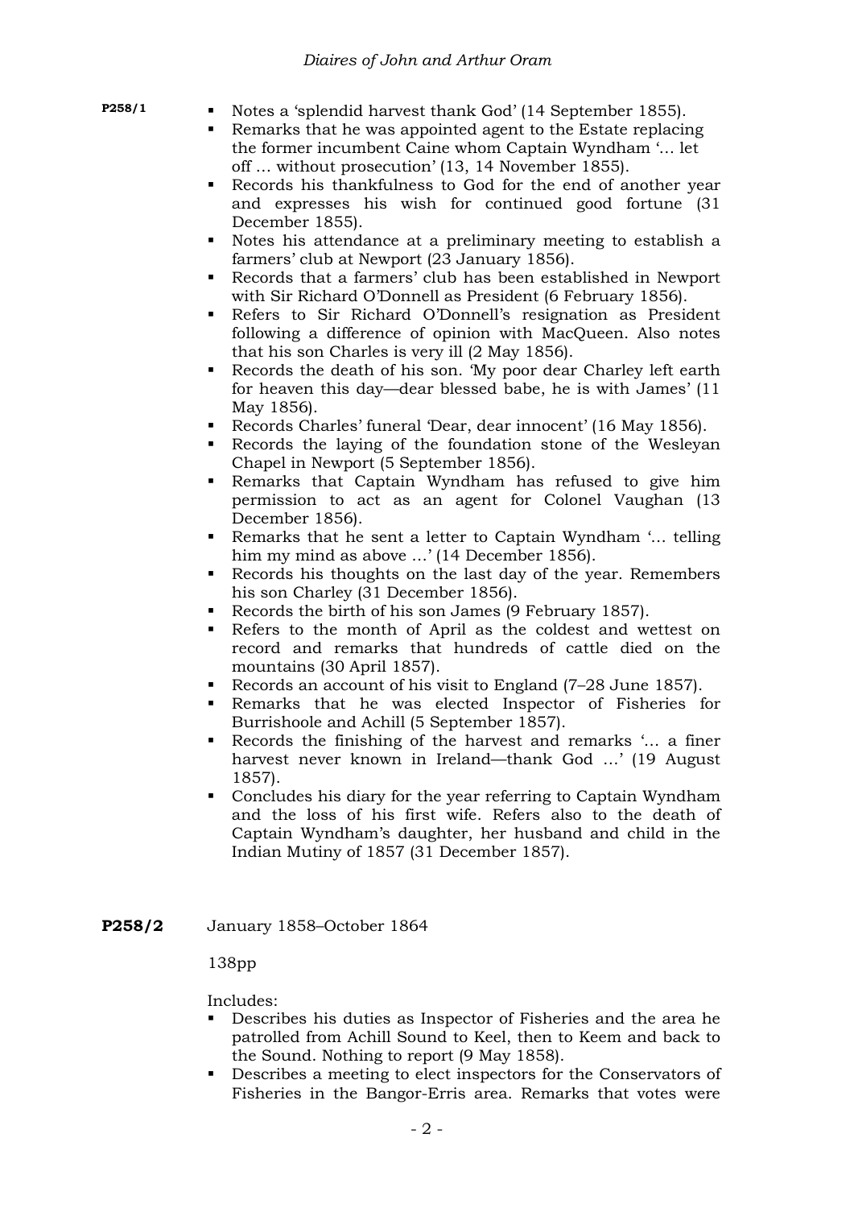**P258/1**

- Notes a 'splendid harvest thank God' (14 September 1855).
- Remarks that he was appointed agent to the Estate replacing the former incumbent Caine whom Captain Wyndham '… let off … without prosecution' (13, 14 November 1855).
- Records his thankfulness to God for the end of another year and expresses his wish for continued good fortune (31 December 1855).
- Notes his attendance at a preliminary meeting to establish a farmers' club at Newport (23 January 1856).
- Records that a farmers' club has been established in Newport with Sir Richard O'Donnell as President (6 February 1856).
- Refers to Sir Richard O'Donnell's resignation as President following a difference of opinion with MacQueen. Also notes that his son Charles is very ill (2 May 1856).
- Records the death of his son. 'My poor dear Charley left earth for heaven this day—dear blessed babe, he is with James' (11 May 1856).
- Records Charles' funeral 'Dear, dear innocent' (16 May 1856).
- Records the laying of the foundation stone of the Wesleyan Chapel in Newport (5 September 1856).
- Remarks that Captain Wyndham has refused to give him permission to act as an agent for Colonel Vaughan (13 December 1856).
- Remarks that he sent a letter to Captain Wyndham '… telling him my mind as above …' (14 December 1856).
- Records his thoughts on the last day of the year. Remembers his son Charley (31 December 1856).
- Records the birth of his son James (9 February 1857).
- Refers to the month of April as the coldest and wettest on record and remarks that hundreds of cattle died on the mountains (30 April 1857).
- Records an account of his visit to England (7–28 June 1857).
- Remarks that he was elected Inspector of Fisheries for Burrishoole and Achill (5 September 1857).
- Records the finishing of the harvest and remarks '… a finer harvest never known in Ireland—thank God …' (19 August 1857).
- Concludes his diary for the year referring to Captain Wyndham and the loss of his first wife. Refers also to the death of Captain Wyndham's daughter, her husband and child in the Indian Mutiny of 1857 (31 December 1857).

**P258/2** January 1858–October 1864

138pp

Includes:

- Describes his duties as Inspector of Fisheries and the area he patrolled from Achill Sound to Keel, then to Keem and back to the Sound. Nothing to report (9 May 1858).
- Describes a meeting to elect inspectors for the Conservators of Fisheries in the Bangor-Erris area. Remarks that votes were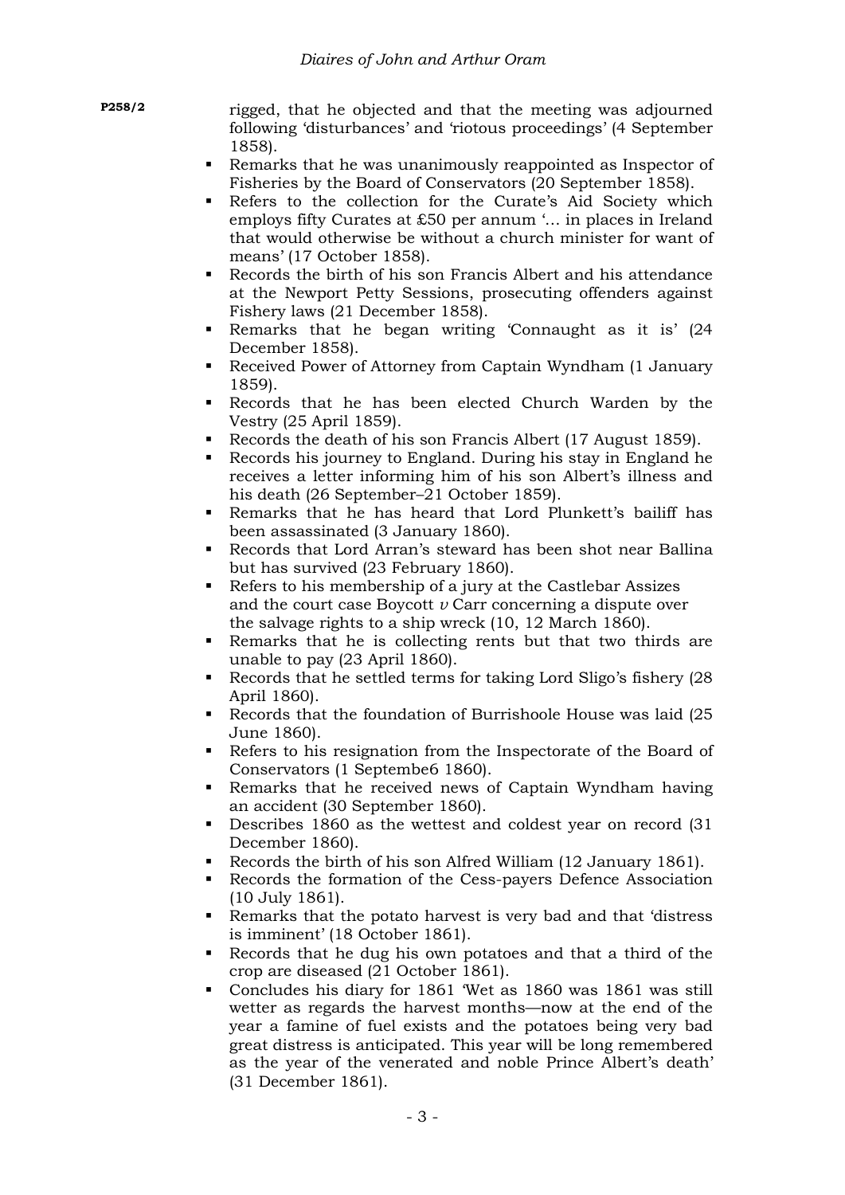P258/2

rigged, that he objected and that the meeting was adjourned following 'disturbances' and 'riotous proceedings' (4 September 1858).

- Remarks that he was unanimously reappointed as Inspector of Fisheries by the Board of Conservators (20 September 1858).
- Refers to the collection for the Curate's Aid Society which employs fifty Curates at £50 per annum '… in places in Ireland that would otherwise be without a church minister for want of means' (17 October 1858).
- Records the birth of his son Francis Albert and his attendance at the Newport Petty Sessions, prosecuting offenders against Fishery laws (21 December 1858).
- Remarks that he began writing 'Connaught as it is' (24 December 1858).
- Received Power of Attorney from Captain Wyndham (1 January 1859).
- Records that he has been elected Church Warden by the Vestry (25 April 1859).
- Records the death of his son Francis Albert (17 August 1859).
- Records his journey to England. During his stay in England he receives a letter informing him of his son Albert's illness and his death (26 September–21 October 1859).
- Remarks that he has heard that Lord Plunkett's bailiff has been assassinated (3 January 1860).
- Records that Lord Arran's steward has been shot near Ballina but has survived (23 February 1860).
- Refers to his membership of a jury at the Castlebar Assizes and the court case Boycott *v* Carr concerning a dispute over the salvage rights to a ship wreck (10, 12 March 1860).
- Remarks that he is collecting rents but that two thirds are unable to pay (23 April 1860).
- Records that he settled terms for taking Lord Sligo's fishery (28 April 1860).
- Records that the foundation of Burrishoole House was laid (25 June 1860).
- Refers to his resignation from the Inspectorate of the Board of Conservators (1 Septembe6 1860).
- Remarks that he received news of Captain Wyndham having an accident (30 September 1860).
- Describes 1860 as the wettest and coldest year on record (31 December 1860).
- Records the birth of his son Alfred William (12 January 1861).
- Records the formation of the Cess-payers Defence Association (10 July 1861).
- Remarks that the potato harvest is very bad and that 'distress is imminent' (18 October 1861).
- Records that he dug his own potatoes and that a third of the crop are diseased (21 October 1861).
- Concludes his diary for 1861 'Wet as 1860 was 1861 was still wetter as regards the harvest months—now at the end of the year a famine of fuel exists and the potatoes being very bad great distress is anticipated. This year will be long remembered as the year of the venerated and noble Prince Albert's death' (31 December 1861).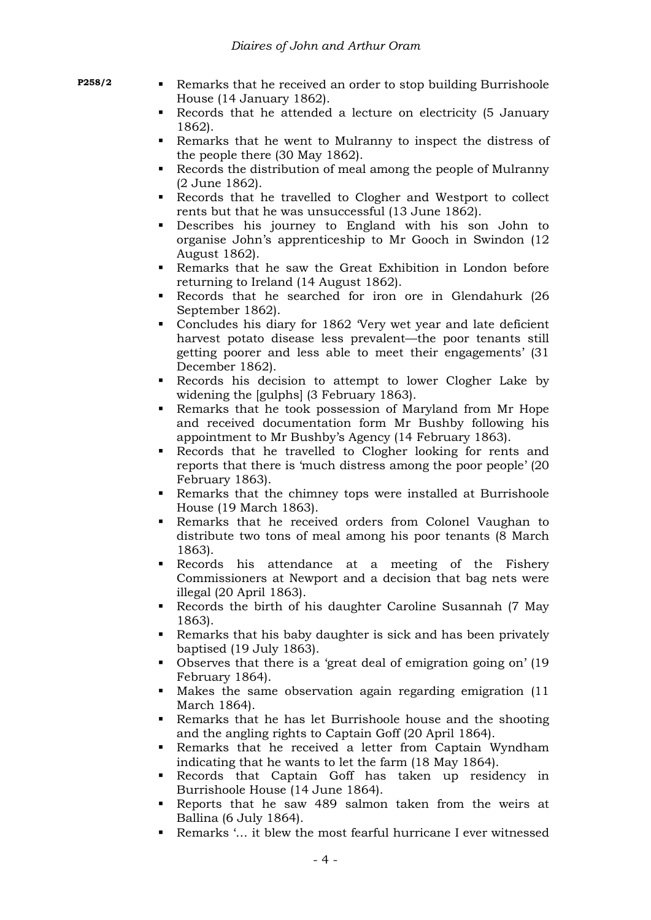**P258/2**

- Remarks that he received an order to stop building Burrishoole House (14 January 1862).
- Records that he attended a lecture on electricity (5 January 1862).
- Remarks that he went to Mulranny to inspect the distress of the people there (30 May 1862).
- Records the distribution of meal among the people of Mulranny (2 June 1862).
- Records that he travelled to Clogher and Westport to collect rents but that he was unsuccessful (13 June 1862).
- Describes his journey to England with his son John to organise John's apprenticeship to Mr Gooch in Swindon (12 August 1862).
- Remarks that he saw the Great Exhibition in London before returning to Ireland (14 August 1862).
- Records that he searched for iron ore in Glendahurk (26 September 1862).
- Concludes his diary for 1862 'Very wet year and late deficient harvest potato disease less prevalent—the poor tenants still getting poorer and less able to meet their engagements' (31 December 1862).
- Records his decision to attempt to lower Clogher Lake by widening the [gulphs] (3 February 1863).
- Remarks that he took possession of Maryland from Mr Hope and received documentation form Mr Bushby following his appointment to Mr Bushby's Agency (14 February 1863).
- Records that he travelled to Clogher looking for rents and reports that there is 'much distress among the poor people' (20 February 1863).
- Remarks that the chimney tops were installed at Burrishoole House (19 March 1863).
- Remarks that he received orders from Colonel Vaughan to distribute two tons of meal among his poor tenants (8 March 1863).
- Records his attendance at a meeting of the Fishery Commissioners at Newport and a decision that bag nets were illegal (20 April 1863).
- Records the birth of his daughter Caroline Susannah (7 May 1863).
- Remarks that his baby daughter is sick and has been privately baptised (19 July 1863).
- Observes that there is a 'great deal of emigration going on' (19 February 1864).
- Makes the same observation again regarding emigration (11 March 1864).
- Remarks that he has let Burrishoole house and the shooting and the angling rights to Captain Goff (20 April 1864).
- Remarks that he received a letter from Captain Wyndham indicating that he wants to let the farm (18 May 1864).
- Records that Captain Goff has taken up residency in Burrishoole House (14 June 1864).
- Reports that he saw 489 salmon taken from the weirs at Ballina (6 July 1864).
- Remarks '… it blew the most fearful hurricane I ever witnessed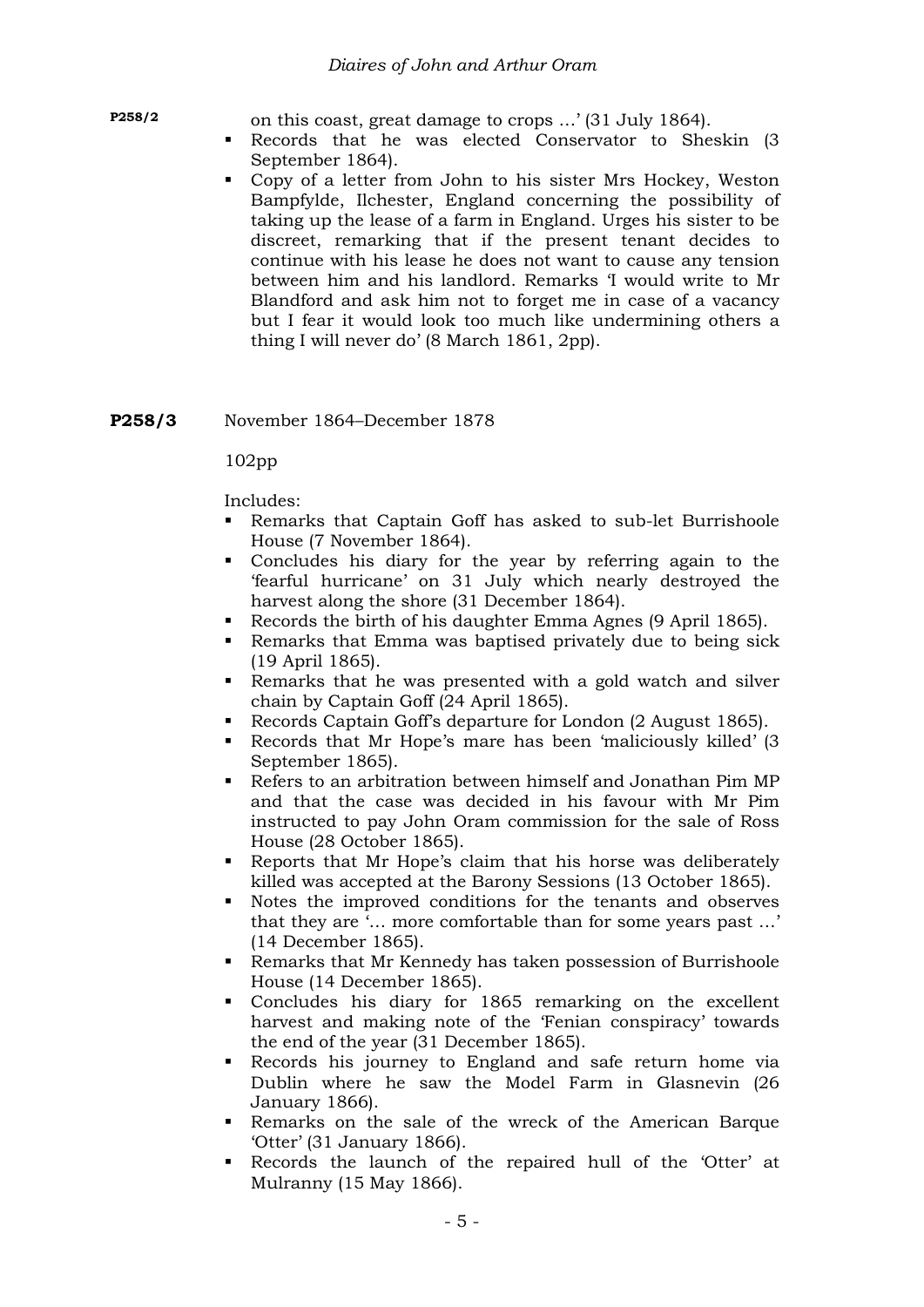**P258/2**

on this coast, great damage to crops …' (31 July 1864).

- Records that he was elected Conservator to Sheskin (3 September 1864).
- Copy of a letter from John to his sister Mrs Hockey, Weston Bampfylde, Ilchester, England concerning the possibility of taking up the lease of a farm in England. Urges his sister to be discreet, remarking that if the present tenant decides to continue with his lease he does not want to cause any tension between him and his landlord. Remarks 'I would write to Mr Blandford and ask him not to forget me in case of a vacancy but I fear it would look too much like undermining others a thing I will never do' (8 March 1861, 2pp).

**P258/3** November 1864–December 1878

102pp

Includes:

- Remarks that Captain Goff has asked to sub-let Burrishoole House (7 November 1864).
- Concludes his diary for the year by referring again to the 'fearful hurricane' on 31 July which nearly destroyed the harvest along the shore (31 December 1864).
- Records the birth of his daughter Emma Agnes (9 April 1865).
- Remarks that Emma was baptised privately due to being sick (19 April 1865).
- Remarks that he was presented with a gold watch and silver chain by Captain Goff (24 April 1865).
- Records Captain Goff's departure for London (2 August 1865).
- Records that Mr Hope's mare has been 'maliciously killed' (3 September 1865).
- Refers to an arbitration between himself and Jonathan Pim MP and that the case was decided in his favour with Mr Pim instructed to pay John Oram commission for the sale of Ross House (28 October 1865).
- Reports that Mr Hope's claim that his horse was deliberately killed was accepted at the Barony Sessions (13 October 1865).
- Notes the improved conditions for the tenants and observes that they are '… more comfortable than for some years past …' (14 December 1865).
- Remarks that Mr Kennedy has taken possession of Burrishoole House (14 December 1865).
- Concludes his diary for 1865 remarking on the excellent harvest and making note of the 'Fenian conspiracy' towards the end of the year (31 December 1865).
- Records his journey to England and safe return home via Dublin where he saw the Model Farm in Glasnevin (26 January 1866).
- Remarks on the sale of the wreck of the American Barque 'Otter' (31 January 1866).
- Records the launch of the repaired hull of the 'Otter' at Mulranny (15 May 1866).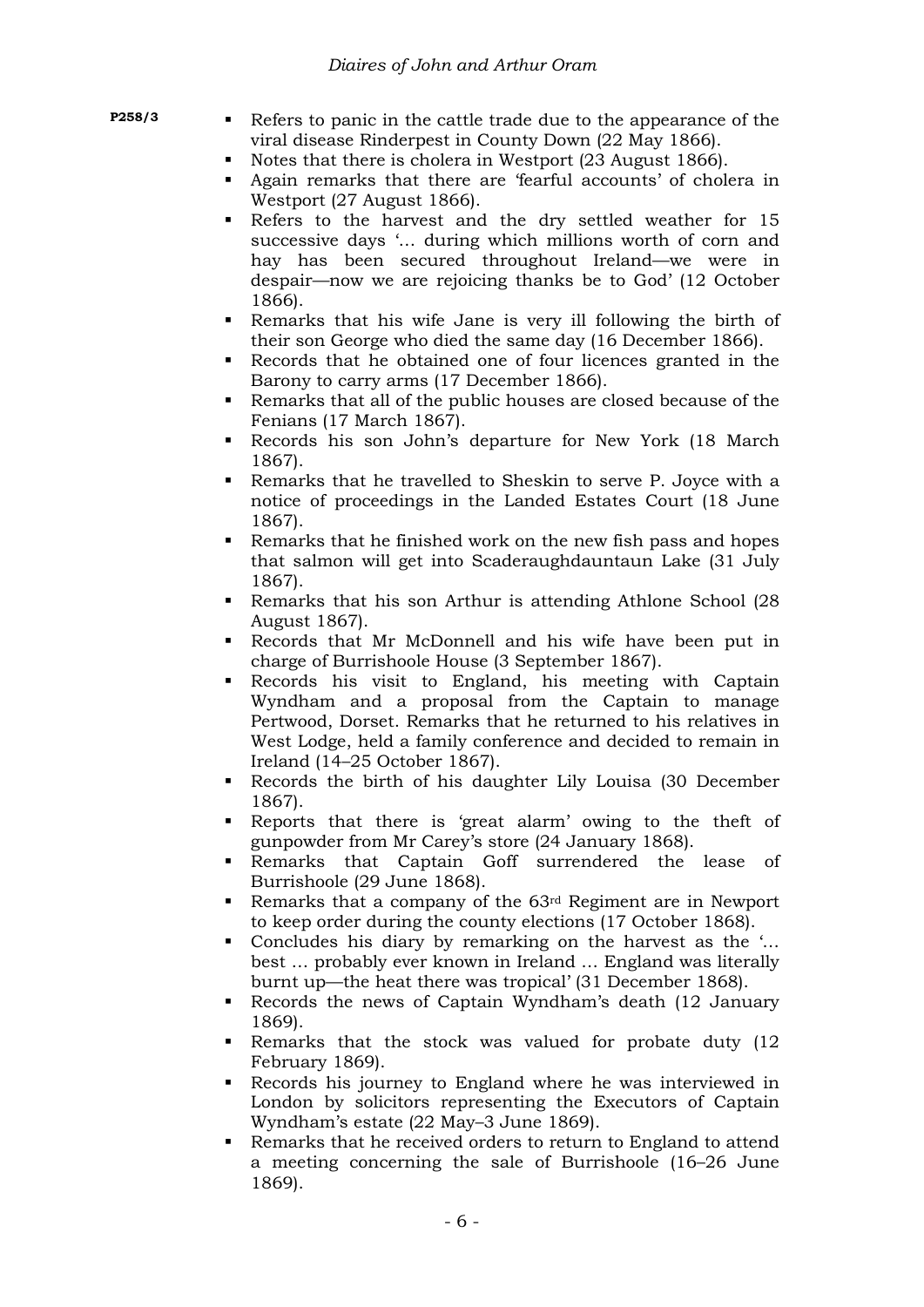**P258/3**

- Refers to panic in the cattle trade due to the appearance of the viral disease Rinderpest in County Down (22 May 1866).
- Notes that there is cholera in Westport (23 August 1866).
- Again remarks that there are 'fearful accounts' of cholera in Westport (27 August 1866).
- Refers to the harvest and the dry settled weather for 15 successive days '… during which millions worth of corn and hay has been secured throughout Ireland—we were in despair—now we are rejoicing thanks be to God' (12 October 1866).
- Remarks that his wife Jane is very ill following the birth of their son George who died the same day (16 December 1866).
- Records that he obtained one of four licences granted in the Barony to carry arms (17 December 1866).
- Remarks that all of the public houses are closed because of the Fenians (17 March 1867).
- Records his son John's departure for New York (18 March 1867).
- Remarks that he travelled to Sheskin to serve P. Joyce with a notice of proceedings in the Landed Estates Court (18 June 1867).
- Remarks that he finished work on the new fish pass and hopes that salmon will get into Scaderaughdauntaun Lake (31 July 1867).
- Remarks that his son Arthur is attending Athlone School (28 August 1867).
- Records that Mr McDonnell and his wife have been put in charge of Burrishoole House (3 September 1867).
- Records his visit to England, his meeting with Captain Wyndham and a proposal from the Captain to manage Pertwood, Dorset. Remarks that he returned to his relatives in West Lodge, held a family conference and decided to remain in Ireland (14–25 October 1867).
- Records the birth of his daughter Lily Louisa (30 December 1867).
- Reports that there is 'great alarm' owing to the theft of gunpowder from Mr Carey's store (24 January 1868).
- Remarks that Captain Goff surrendered the lease of Burrishoole (29 June 1868).
- Remarks that a company of the 63rd Regiment are in Newport to keep order during the county elections (17 October 1868).
- Concludes his diary by remarking on the harvest as the '… best … probably ever known in Ireland … England was literally burnt up—the heat there was tropical' (31 December 1868).
- Records the news of Captain Wyndham's death (12 January 1869).
- Remarks that the stock was valued for probate duty (12 February 1869).
- Records his journey to England where he was interviewed in London by solicitors representing the Executors of Captain Wyndham's estate (22 May–3 June 1869).
- Remarks that he received orders to return to England to attend a meeting concerning the sale of Burrishoole (16–26 June 1869).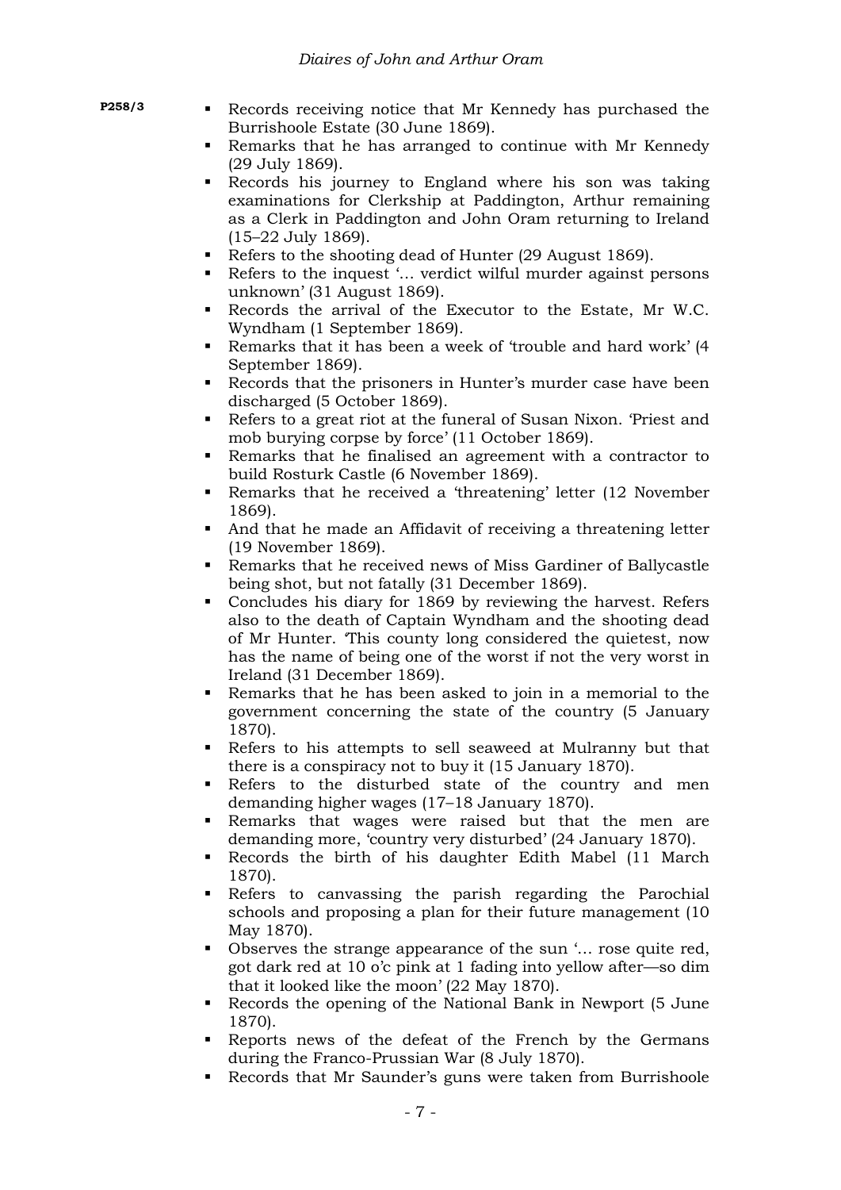**P258/3**

- Records receiving notice that Mr Kennedy has purchased the Burrishoole Estate (30 June 1869).
- Remarks that he has arranged to continue with Mr Kennedy (29 July 1869).
- Records his journey to England where his son was taking examinations for Clerkship at Paddington, Arthur remaining as a Clerk in Paddington and John Oram returning to Ireland (15–22 July 1869).
- Refers to the shooting dead of Hunter (29 August 1869).
- Refers to the inquest '… verdict wilful murder against persons unknown' (31 August 1869).
- Records the arrival of the Executor to the Estate, Mr W.C. Wyndham (1 September 1869).
- Remarks that it has been a week of 'trouble and hard work' (4 September 1869).
- Records that the prisoners in Hunter's murder case have been discharged (5 October 1869).
- Refers to a great riot at the funeral of Susan Nixon. 'Priest and mob burying corpse by force' (11 October 1869).
- Remarks that he finalised an agreement with a contractor to build Rosturk Castle (6 November 1869).
- Remarks that he received a 'threatening' letter (12 November 1869).
- And that he made an Affidavit of receiving a threatening letter (19 November 1869).
- Remarks that he received news of Miss Gardiner of Ballycastle being shot, but not fatally (31 December 1869).
- Concludes his diary for 1869 by reviewing the harvest. Refers also to the death of Captain Wyndham and the shooting dead of Mr Hunter. 'This county long considered the quietest, now has the name of being one of the worst if not the very worst in Ireland (31 December 1869).
- Remarks that he has been asked to join in a memorial to the government concerning the state of the country (5 January 1870).
- Refers to his attempts to sell seaweed at Mulranny but that there is a conspiracy not to buy it (15 January 1870).
- Refers to the disturbed state of the country and men demanding higher wages (17–18 January 1870).
- Remarks that wages were raised but that the men are demanding more, 'country very disturbed' (24 January 1870).
- Records the birth of his daughter Edith Mabel (11 March 1870).
- Refers to canvassing the parish regarding the Parochial schools and proposing a plan for their future management (10 May 1870).
- Observes the strange appearance of the sun '… rose quite red, got dark red at 10 o'c pink at 1 fading into yellow after—so dim that it looked like the moon' (22 May 1870).
- Records the opening of the National Bank in Newport (5 June 1870).
- Reports news of the defeat of the French by the Germans during the Franco-Prussian War (8 July 1870).
- Records that Mr Saunder's guns were taken from Burrishoole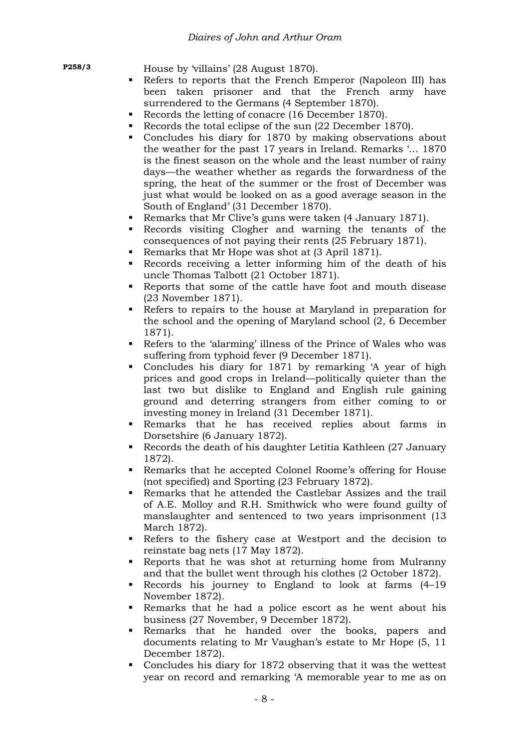P258/3

House by 'villains' (28 August 1870).

- Refers to reports that the French Emperor (Napoleon III) has been taken prisoner and that the French army have surrendered to the Germans (4 September 1870).
- Records the letting of conacre (16 December 1870).
- Records the total eclipse of the sun (22 December 1870).
- Concludes his diary for 1870 by making observations about the weather for the past 17 years in Ireland. Remarks '… 1870 is the finest season on the whole and the least number of rainy days—the weather whether as regards the forwardness of the spring, the heat of the summer or the frost of December was just what would be looked on as a good average season in the South of England' (31 December 1870).
- Remarks that Mr Clive's guns were taken (4 January 1871).
- Records visiting Clogher and warning the tenants of the consequences of not paying their rents (25 February 1871).
- Remarks that Mr Hope was shot at (3 April 1871).
- Records receiving a letter informing him of the death of his uncle Thomas Talbott (21 October 1871).
- Reports that some of the cattle have foot and mouth disease (23 November 1871).
- Refers to repairs to the house at Maryland in preparation for the school and the opening of Maryland school (2, 6 December 1871).
- Refers to the 'alarming' illness of the Prince of Wales who was suffering from typhoid fever (9 December 1871).
- Concludes his diary for 1871 by remarking 'A year of high prices and good crops in Ireland—politically quieter than the last two but dislike to England and English rule gaining ground and deterring strangers from either coming to or investing money in Ireland (31 December 1871).
- Remarks that he has received replies about farms in Dorsetshire (6 January 1872).
- Records the death of his daughter Letitia Kathleen (27 January 1872).
- Remarks that he accepted Colonel Roome's offering for House (not specified) and Sporting (23 February 1872).
- Remarks that he attended the Castlebar Assizes and the trail of A.E. Molloy and R.H. Smithwick who were found guilty of manslaughter and sentenced to two years imprisonment (13 March 1872).
- Refers to the fishery case at Westport and the decision to reinstate bag nets (17 May 1872).
- Reports that he was shot at returning home from Mulranny and that the bullet went through his clothes (2 October 1872).
- Records his journey to England to look at farms (4–19 November 1872).
- Remarks that he had a police escort as he went about his business (27 November, 9 December 1872).
- Remarks that he handed over the books, papers and documents relating to Mr Vaughan's estate to Mr Hope (5, 11 December 1872).
- Concludes his diary for 1872 observing that it was the wettest year on record and remarking 'A memorable year to me as on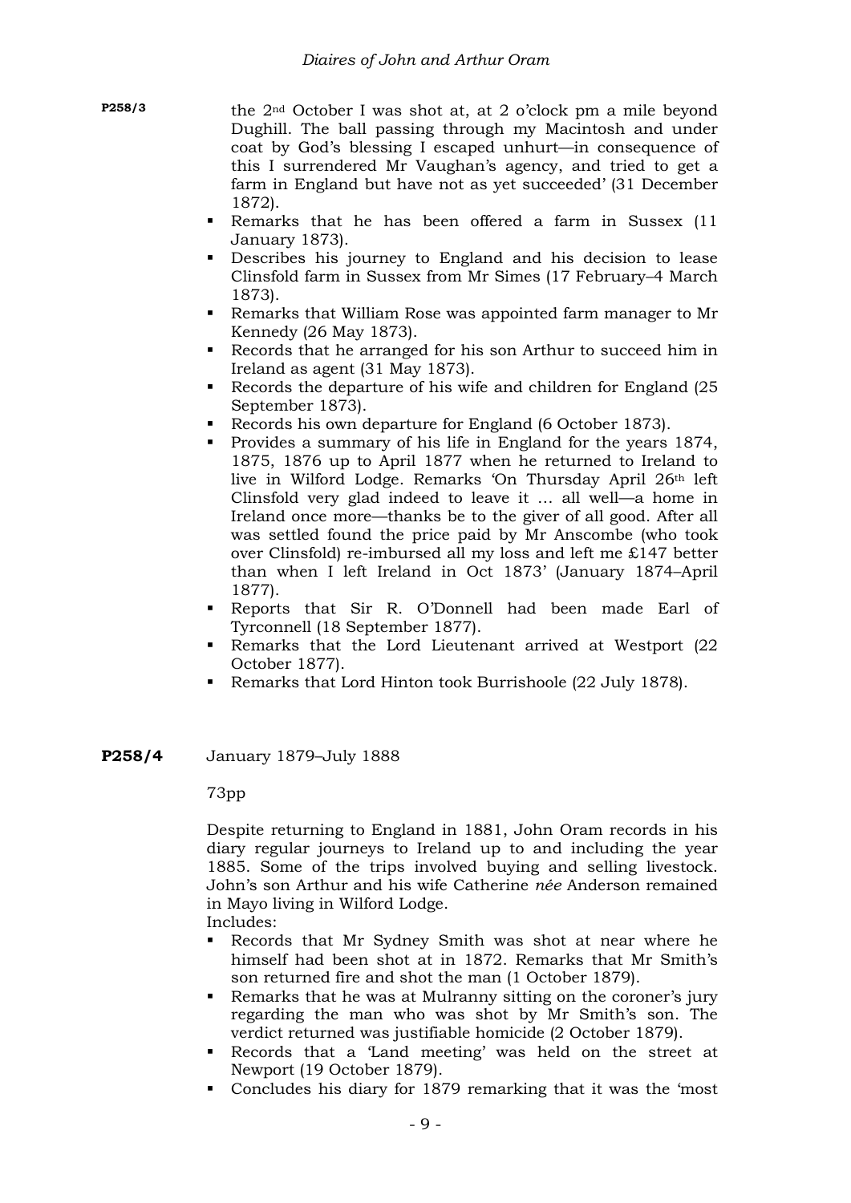P258/3

the 2nd October I was shot at, at 2 o'clock pm a mile beyond Dughill. The ball passing through my Macintosh and under coat by God's blessing I escaped unhurt—in consequence of this I surrendered Mr Vaughan's agency, and tried to get a farm in England but have not as yet succeeded' (31 December 1872).

- Remarks that he has been offered a farm in Sussex (11 January 1873).
- Describes his journey to England and his decision to lease Clinsfold farm in Sussex from Mr Simes (17 February–4 March 1873).
- Remarks that William Rose was appointed farm manager to Mr Kennedy (26 May 1873).
- Records that he arranged for his son Arthur to succeed him in Ireland as agent (31 May 1873).
- Records the departure of his wife and children for England (25 September 1873).
- Records his own departure for England (6 October 1873).
- Provides a summary of his life in England for the years 1874, 1875, 1876 up to April 1877 when he returned to Ireland to live in Wilford Lodge. Remarks 'On Thursday April 26th left Clinsfold very glad indeed to leave it … all well—a home in Ireland once more—thanks be to the giver of all good. After all was settled found the price paid by Mr Anscombe (who took over Clinsfold) re-imbursed all my loss and left me £147 better than when I left Ireland in Oct 1873' (January 1874–April 1877).
- Reports that Sir R. O'Donnell had been made Earl of Tyrconnell (18 September 1877).
- Remarks that the Lord Lieutenant arrived at Westport (22 October 1877).
- Remarks that Lord Hinton took Burrishoole (22 July 1878).

**P258/4** January 1879–July 1888

73pp

Despite returning to England in 1881, John Oram records in his diary regular journeys to Ireland up to and including the year 1885. Some of the trips involved buying and selling livestock. John's son Arthur and his wife Catherine *née* Anderson remained in Mayo living in Wilford Lodge.

Includes:

- Records that Mr Sydney Smith was shot at near where he himself had been shot at in 1872. Remarks that Mr Smith's son returned fire and shot the man (1 October 1879).
- Remarks that he was at Mulranny sitting on the coroner's jury regarding the man who was shot by Mr Smith's son. The verdict returned was justifiable homicide (2 October 1879).
- Records that a 'Land meeting' was held on the street at Newport (19 October 1879).
- Concludes his diary for 1879 remarking that it was the 'most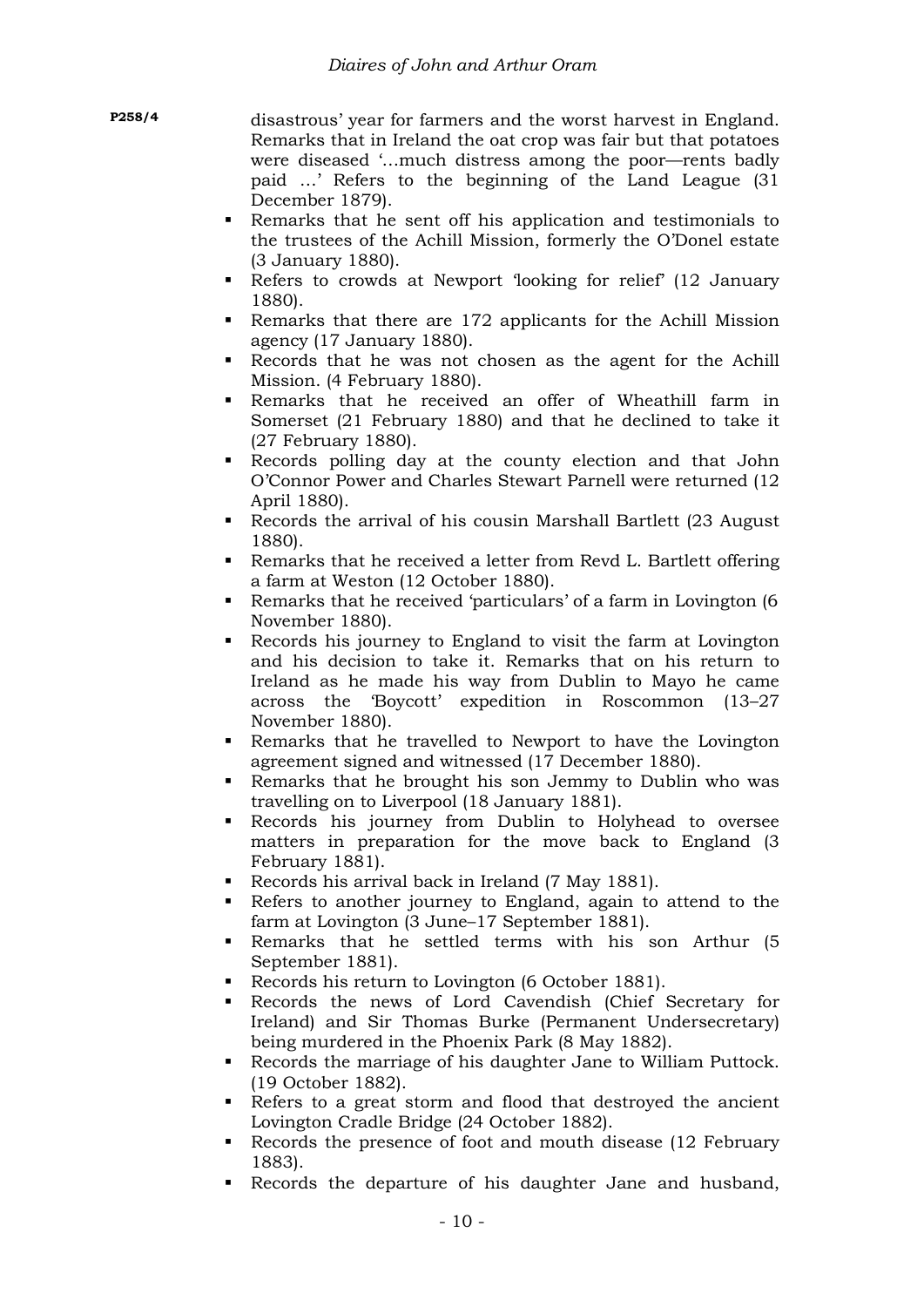P258/4

disastrous' year for farmers and the worst harvest in England. Remarks that in Ireland the oat crop was fair but that potatoes were diseased '…much distress among the poor—rents badly paid …' Refers to the beginning of the Land League (31 December 1879).

- Remarks that he sent off his application and testimonials to the trustees of the Achill Mission, formerly the O'Donel estate (3 January 1880).
- Refers to crowds at Newport 'looking for relief' (12 January 1880).
- Remarks that there are 172 applicants for the Achill Mission agency (17 January 1880).
- Records that he was not chosen as the agent for the Achill Mission. (4 February 1880).
- Remarks that he received an offer of Wheathill farm in Somerset (21 February 1880) and that he declined to take it (27 February 1880).
- Records polling day at the county election and that John O'Connor Power and Charles Stewart Parnell were returned (12 April 1880).
- Records the arrival of his cousin Marshall Bartlett (23 August 1880).
- Remarks that he received a letter from Revd L. Bartlett offering a farm at Weston (12 October 1880).
- Remarks that he received 'particulars' of a farm in Lovington (6 November 1880).
- Records his journey to England to visit the farm at Lovington and his decision to take it. Remarks that on his return to Ireland as he made his way from Dublin to Mayo he came across the 'Boycott' expedition in Roscommon (13–27 November 1880).
- Remarks that he travelled to Newport to have the Lovington agreement signed and witnessed (17 December 1880).
- Remarks that he brought his son Jemmy to Dublin who was travelling on to Liverpool (18 January 1881).
- Records his journey from Dublin to Holyhead to oversee matters in preparation for the move back to England (3 February 1881).
- Records his arrival back in Ireland (7 May 1881).
- Refers to another journey to England, again to attend to the farm at Lovington (3 June–17 September 1881).
- Remarks that he settled terms with his son Arthur (5 September 1881).
- Records his return to Lovington (6 October 1881).
- Records the news of Lord Cavendish (Chief Secretary for Ireland) and Sir Thomas Burke (Permanent Undersecretary) being murdered in the Phoenix Park (8 May 1882).
- Records the marriage of his daughter Jane to William Puttock. (19 October 1882).
- Refers to a great storm and flood that destroyed the ancient Lovington Cradle Bridge (24 October 1882).
- Records the presence of foot and mouth disease (12 February 1883).
- Records the departure of his daughter Jane and husband,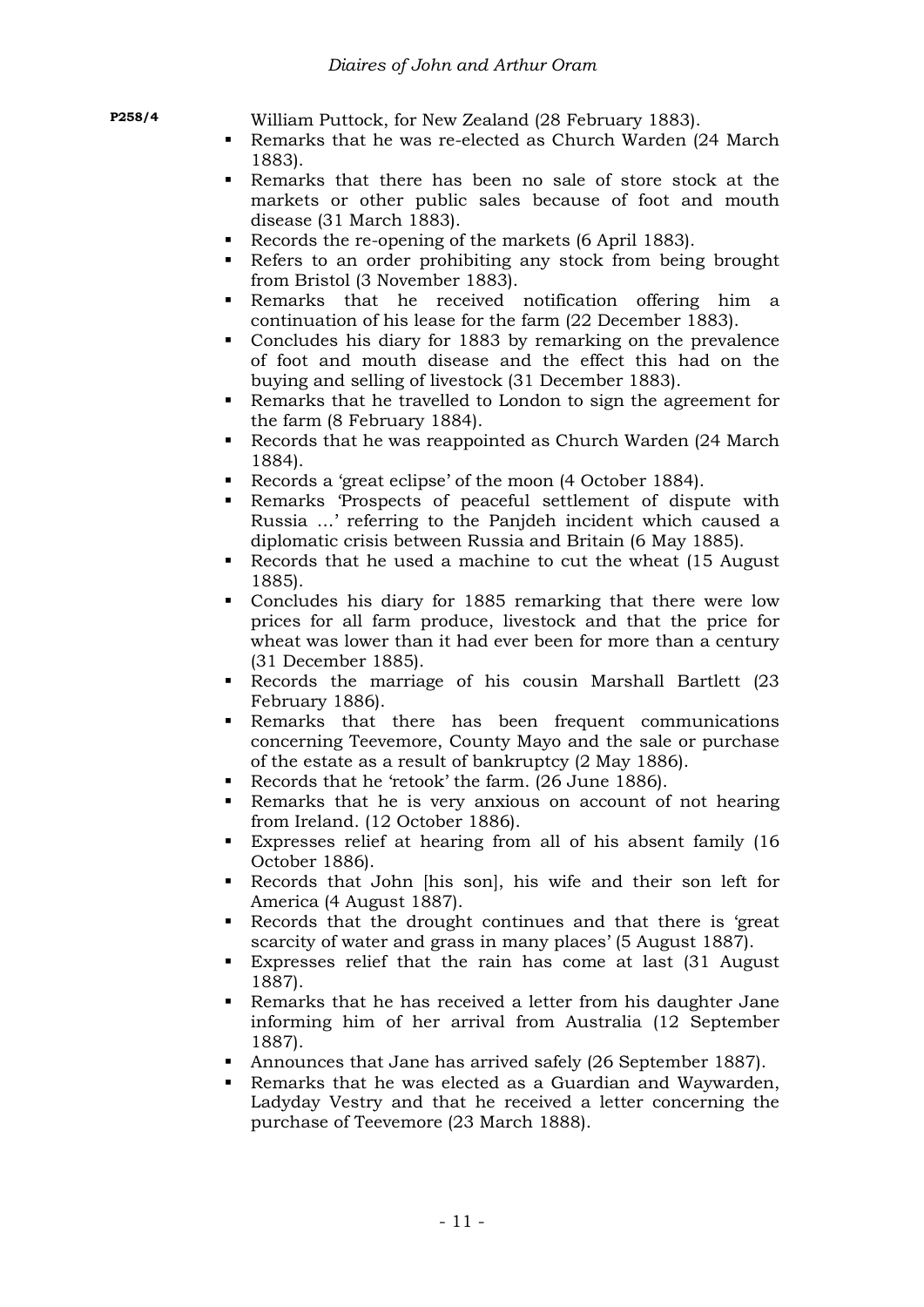P258/4

William Puttock, for New Zealand (28 February 1883).

- Remarks that he was re-elected as Church Warden (24 March 1883).
- Remarks that there has been no sale of store stock at the markets or other public sales because of foot and mouth disease (31 March 1883).
- Records the re-opening of the markets (6 April 1883).
- Refers to an order prohibiting any stock from being brought from Bristol (3 November 1883).
- Remarks that he received notification offering him a continuation of his lease for the farm (22 December 1883).
- Concludes his diary for 1883 by remarking on the prevalence of foot and mouth disease and the effect this had on the buying and selling of livestock (31 December 1883).
- Remarks that he travelled to London to sign the agreement for the farm (8 February 1884).
- Records that he was reappointed as Church Warden (24 March 1884).
- Records a 'great eclipse' of the moon (4 October 1884).
- Remarks 'Prospects of peaceful settlement of dispute with Russia …' referring to the Panjdeh incident which caused a diplomatic crisis between Russia and Britain (6 May 1885).
- Records that he used a machine to cut the wheat (15 August 1885).
- Concludes his diary for 1885 remarking that there were low prices for all farm produce, livestock and that the price for wheat was lower than it had ever been for more than a century (31 December 1885).
- Records the marriage of his cousin Marshall Bartlett (23 February 1886).
- Remarks that there has been frequent communications concerning Teevemore, County Mayo and the sale or purchase of the estate as a result of bankruptcy (2 May 1886).
- Records that he 'retook' the farm. (26 June 1886).
- Remarks that he is very anxious on account of not hearing from Ireland. (12 October 1886).
- Expresses relief at hearing from all of his absent family (16 October 1886).
- Records that John [his son], his wife and their son left for America (4 August 1887).
- Records that the drought continues and that there is 'great scarcity of water and grass in many places' (5 August 1887).
- Expresses relief that the rain has come at last (31 August 1887).
- Remarks that he has received a letter from his daughter Jane informing him of her arrival from Australia (12 September 1887).
- Announces that Jane has arrived safely (26 September 1887).
- Remarks that he was elected as a Guardian and Waywarden, Ladyday Vestry and that he received a letter concerning the purchase of Teevemore (23 March 1888).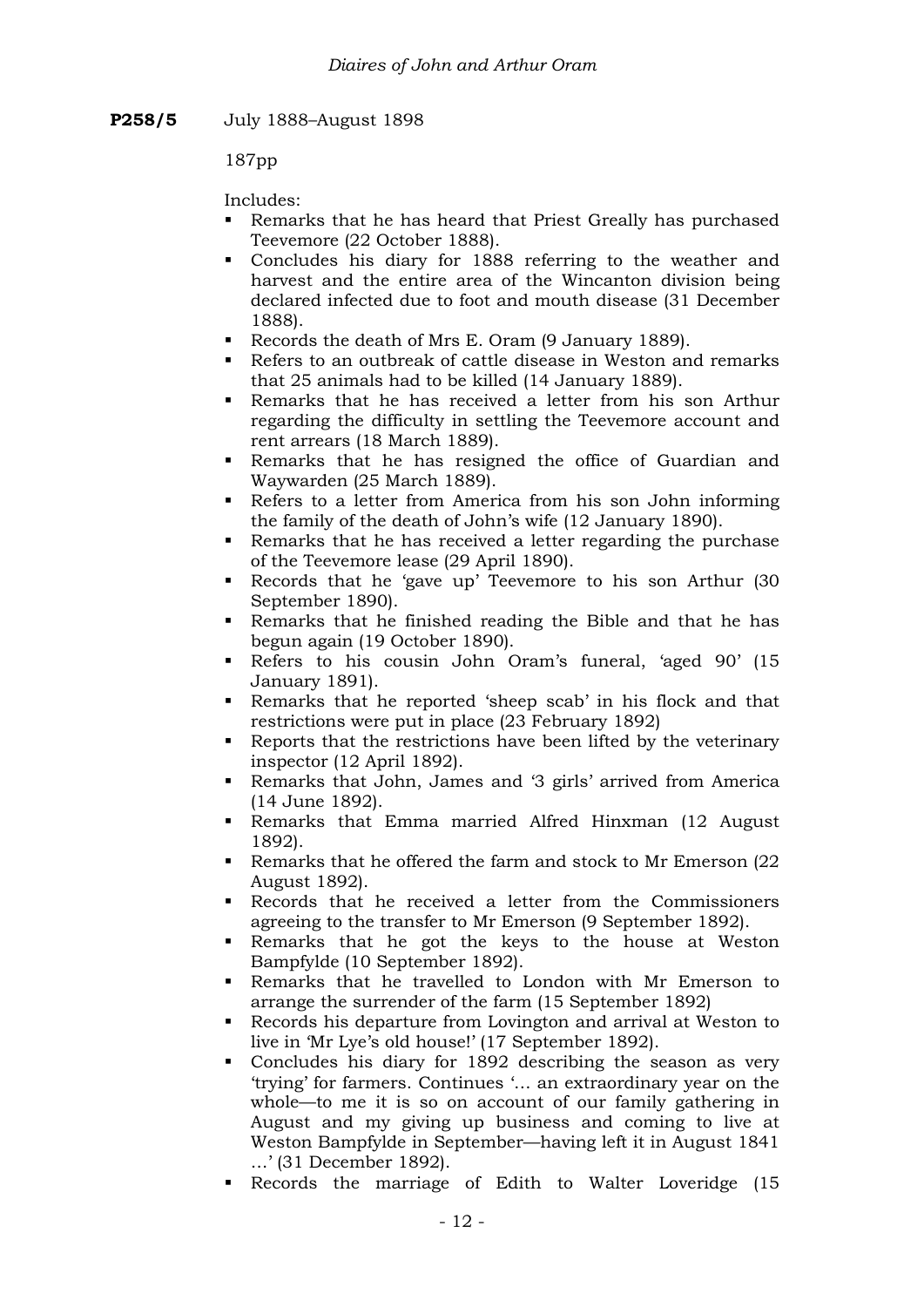**P258/5** July 1888–August 1898

187pp

Includes:

- Remarks that he has heard that Priest Greally has purchased Teevemore (22 October 1888).
- Concludes his diary for 1888 referring to the weather and harvest and the entire area of the Wincanton division being declared infected due to foot and mouth disease (31 December 1888).
- Records the death of Mrs E. Oram (9 January 1889).
- Refers to an outbreak of cattle disease in Weston and remarks that 25 animals had to be killed (14 January 1889).
- Remarks that he has received a letter from his son Arthur regarding the difficulty in settling the Teevemore account and rent arrears (18 March 1889).
- Remarks that he has resigned the office of Guardian and Waywarden (25 March 1889).
- Refers to a letter from America from his son John informing the family of the death of John's wife (12 January 1890).
- Remarks that he has received a letter regarding the purchase of the Teevemore lease (29 April 1890).
- Records that he 'gave up' Teevemore to his son Arthur (30 September 1890).
- Remarks that he finished reading the Bible and that he has begun again (19 October 1890).
- Refers to his cousin John Oram's funeral, 'aged 90' (15 January 1891).
- Remarks that he reported 'sheep scab' in his flock and that restrictions were put in place (23 February 1892)
- Reports that the restrictions have been lifted by the veterinary inspector (12 April 1892).
- Remarks that John, James and '3 girls' arrived from America (14 June 1892).
- Remarks that Emma married Alfred Hinxman (12 August 1892).
- Remarks that he offered the farm and stock to Mr Emerson (22 August 1892).
- Records that he received a letter from the Commissioners agreeing to the transfer to Mr Emerson (9 September 1892).
- Remarks that he got the keys to the house at Weston Bampfylde (10 September 1892).
- Remarks that he travelled to London with Mr Emerson to arrange the surrender of the farm (15 September 1892)
- Records his departure from Lovington and arrival at Weston to live in 'Mr Lye's old house!' (17 September 1892).
- Concludes his diary for 1892 describing the season as very 'trying' for farmers. Continues '… an extraordinary year on the whole—to me it is so on account of our family gathering in August and my giving up business and coming to live at Weston Bampfylde in September—having left it in August 1841 …' (31 December 1892).
- Records the marriage of Edith to Walter Loveridge (15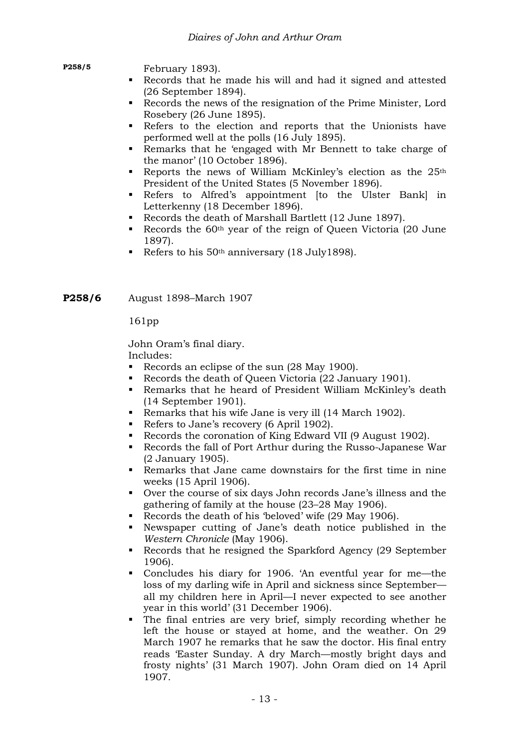**P258/5**

February 1893).

- Records that he made his will and had it signed and attested (26 September 1894).
- Records the news of the resignation of the Prime Minister, Lord Rosebery (26 June 1895).
- Refers to the election and reports that the Unionists have performed well at the polls (16 July 1895).
- Remarks that he 'engaged with Mr Bennett to take charge of the manor' (10 October 1896).
- Reports the news of William McKinley's election as the 25th President of the United States (5 November 1896).
- Refers to Alfred's appointment [to the Ulster Bank] in Letterkenny (18 December 1896).
- Records the death of Marshall Bartlett (12 June 1897).
- Records the 60th year of the reign of Queen Victoria (20 June 1897).
- Refers to his 50th anniversary (18 July1898).

**P258/6** August 1898–March 1907

161pp

John Oram's final diary.

Includes:

- Records an eclipse of the sun (28 May 1900).
- Records the death of Queen Victoria (22 January 1901).
- Remarks that he heard of President William McKinley's death (14 September 1901).
- Remarks that his wife Jane is very ill (14 March 1902).
- Refers to Jane's recovery (6 April 1902).
- Records the coronation of King Edward VII (9 August 1902).
- Records the fall of Port Arthur during the Russo-Japanese War (2 January 1905).
- Remarks that Jane came downstairs for the first time in nine weeks (15 April 1906).
- Over the course of six days John records Jane's illness and the gathering of family at the house (23–28 May 1906).
- Records the death of his 'beloved' wife (29 May 1906).
- Newspaper cutting of Jane's death notice published in the *Western Chronicle* (May 1906).
- Records that he resigned the Sparkford Agency (29 September 1906).
- Concludes his diary for 1906. 'An eventful year for me—the loss of my darling wife in April and sickness since September—all my children here in April—I never expected to see another year in this world' (31 December 1906).
- The final entries are very brief, simply recording whether he left the house or stayed at home, and the weather. On 29 March 1907 he remarks that he saw the doctor. His final entry reads 'Easter Sunday. A dry March—mostly bright days and frosty nights' (31 March 1907). John Oram died on 14 April 1907.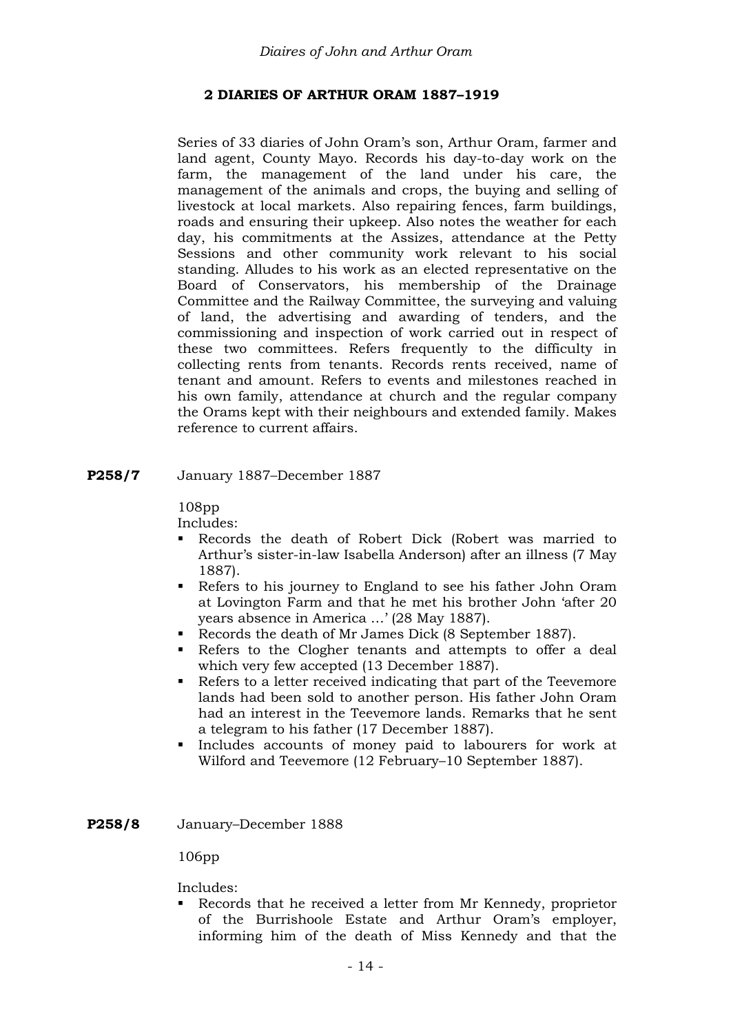## 2 DIARIES OF ARTHUR ORAM 1887–1919

Series of 33 diaries of John Oram's son, Arthur Oram, farmer and land agent, County Mayo. Records his day-to-day work on the farm, the management of the land under his care, the management of the animals and crops, the buying and selling of livestock at local markets. Also repairing fences, farm buildings, roads and ensuring their upkeep. Also notes the weather for each day, his commitments at the Assizes, attendance at the Petty Sessions and other community work relevant to his social standing. Alludes to his work as an elected representative on the Board of Conservators, his membership of the Drainage Committee and the Railway Committee, the surveying and valuing of land, the advertising and awarding of tenders, and the commissioning and inspection of work carried out in respect of these two committees. Refers frequently to the difficulty in collecting rents from tenants. Records rents received, name of tenant and amount. Refers to events and milestones reached in his own family, attendance at church and the regular company the Orams kept with their neighbours and extended family. Makes reference to current affairs.

**P258/7** January 1887–December 1887

108pp

Includes:

- Records the death of Robert Dick (Robert was married to Arthur's sister-in-law Isabella Anderson) after an illness (7 May 1887).
- Refers to his journey to England to see his father John Oram at Lovington Farm and that he met his brother John 'after 20 years absence in America …' (28 May 1887).
- Records the death of Mr James Dick (8 September 1887).
- Refers to the Clogher tenants and attempts to offer a deal which very few accepted (13 December 1887).
- Refers to a letter received indicating that part of the Teevemore lands had been sold to another person. His father John Oram had an interest in the Teevemore lands. Remarks that he sent a telegram to his father (17 December 1887).
- Includes accounts of money paid to labourers for work at Wilford and Teevemore (12 February–10 September 1887).

**P258/8** January–December 1888

106pp

Includes:

- Records that he received a letter from Mr Kennedy, proprietor of the Burrishoole Estate and Arthur Oram's employer, informing him of the death of Miss Kennedy and that the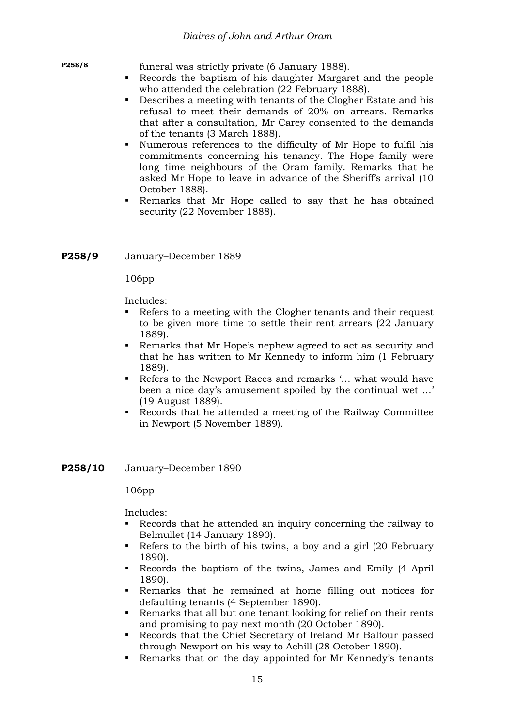**P258/8**

funeral was strictly private (6 January 1888).

- Records the baptism of his daughter Margaret and the people who attended the celebration (22 February 1888).
- Describes a meeting with tenants of the Clogher Estate and his refusal to meet their demands of 20% on arrears. Remarks that after a consultation, Mr Carey consented to the demands of the tenants (3 March 1888).
- Numerous references to the difficulty of Mr Hope to fulfil his commitments concerning his tenancy. The Hope family were long time neighbours of the Oram family. Remarks that he asked Mr Hope to leave in advance of the Sheriff's arrival (10 October 1888).
- Remarks that Mr Hope called to say that he has obtained security (22 November 1888).

**P258/9** January–December 1889

106pp

Includes:

- Refers to a meeting with the Clogher tenants and their request to be given more time to settle their rent arrears (22 January 1889).
- Remarks that Mr Hope's nephew agreed to act as security and that he has written to Mr Kennedy to inform him (1 February 1889).
- Refers to the Newport Races and remarks '… what would have been a nice day's amusement spoiled by the continual wet …' (19 August 1889).
- Records that he attended a meeting of the Railway Committee in Newport (5 November 1889).

**P258/10** January–December 1890

106pp

Includes:

- Records that he attended an inquiry concerning the railway to Belmullet (14 January 1890).
- Refers to the birth of his twins, a boy and a girl (20 February 1890).
- Records the baptism of the twins, James and Emily (4 April 1890).
- Remarks that he remained at home filling out notices for defaulting tenants (4 September 1890).
- Remarks that all but one tenant looking for relief on their rents and promising to pay next month (20 October 1890).
- Records that the Chief Secretary of Ireland Mr Balfour passed through Newport on his way to Achill (28 October 1890).
- Remarks that on the day appointed for Mr Kennedy's tenants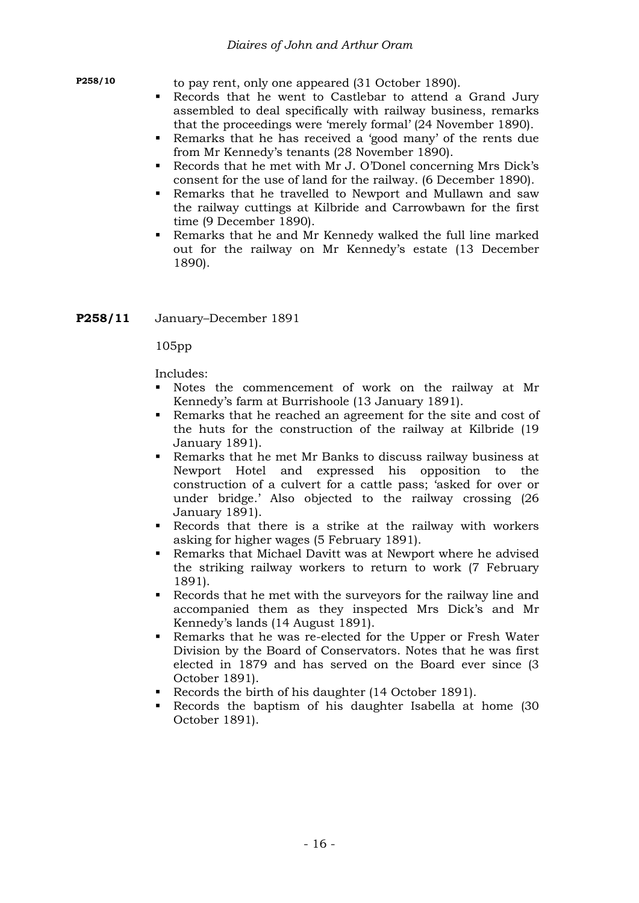P258/10

to pay rent, only one appeared (31 October 1890).

- Records that he went to Castlebar to attend a Grand Jury assembled to deal specifically with railway business, remarks that the proceedings were 'merely formal' (24 November 1890).
- Remarks that he has received a 'good many' of the rents due from Mr Kennedy's tenants (28 November 1890).
- Records that he met with Mr J. O'Donel concerning Mrs Dick's consent for the use of land for the railway. (6 December 1890).
- Remarks that he travelled to Newport and Mullawn and saw the railway cuttings at Kilbride and Carrowbawn for the first time (9 December 1890).
- Remarks that he and Mr Kennedy walked the full line marked out for the railway on Mr Kennedy's estate (13 December 1890).

**P258/11** January–December 1891

105pp

Includes:

- Notes the commencement of work on the railway at Mr Kennedy's farm at Burrishoole (13 January 1891).
- Remarks that he reached an agreement for the site and cost of the huts for the construction of the railway at Kilbride (19 January 1891).
- Remarks that he met Mr Banks to discuss railway business at Newport Hotel and expressed his opposition to the construction of a culvert for a cattle pass; 'asked for over or under bridge.' Also objected to the railway crossing (26 January 1891).
- Records that there is a strike at the railway with workers asking for higher wages (5 February 1891).
- Remarks that Michael Davitt was at Newport where he advised the striking railway workers to return to work (7 February 1891).
- Records that he met with the surveyors for the railway line and accompanied them as they inspected Mrs Dick's and Mr Kennedy's lands (14 August 1891).
- Remarks that he was re-elected for the Upper or Fresh Water Division by the Board of Conservators. Notes that he was first elected in 1879 and has served on the Board ever since (3 October 1891).
- Records the birth of his daughter (14 October 1891).
- Records the baptism of his daughter Isabella at home (30 October 1891).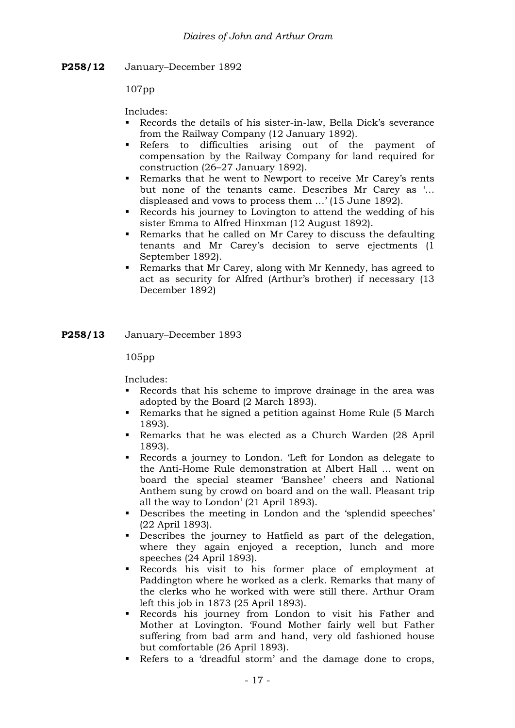**P258/12** January–December 1892

107pp

Includes:

- Records the details of his sister-in-law, Bella Dick's severance from the Railway Company (12 January 1892).
- Refers to difficulties arising out of the payment of compensation by the Railway Company for land required for construction (26–27 January 1892).
- Remarks that he went to Newport to receive Mr Carey's rents but none of the tenants came. Describes Mr Carey as '… displeased and vows to process them …' (15 June 1892).
- Records his journey to Lovington to attend the wedding of his sister Emma to Alfred Hinxman (12 August 1892).
- Remarks that he called on Mr Carey to discuss the defaulting tenants and Mr Carey's decision to serve ejectments (1 September 1892).
- Remarks that Mr Carey, along with Mr Kennedy, has agreed to act as security for Alfred (Arthur's brother) if necessary (13 December 1892)

**P258/13** January–December 1893

105pp

Includes:

- Records that his scheme to improve drainage in the area was adopted by the Board (2 March 1893).
- Remarks that he signed a petition against Home Rule (5 March 1893).
- Remarks that he was elected as a Church Warden (28 April 1893).
- Records a journey to London. 'Left for London as delegate to the Anti-Home Rule demonstration at Albert Hall … went on board the special steamer 'Banshee' cheers and National Anthem sung by crowd on board and on the wall. Pleasant trip all the way to London' (21 April 1893).
- Describes the meeting in London and the 'splendid speeches' (22 April 1893).
- Describes the journey to Hatfield as part of the delegation, where they again enjoyed a reception, lunch and more speeches (24 April 1893).
- Records his visit to his former place of employment at Paddington where he worked as a clerk. Remarks that many of the clerks who he worked with were still there. Arthur Oram left this job in 1873 (25 April 1893).
- Records his journey from London to visit his Father and Mother at Lovington. 'Found Mother fairly well but Father suffering from bad arm and hand, very old fashioned house but comfortable (26 April 1893).
- Refers to a 'dreadful storm' and the damage done to crops,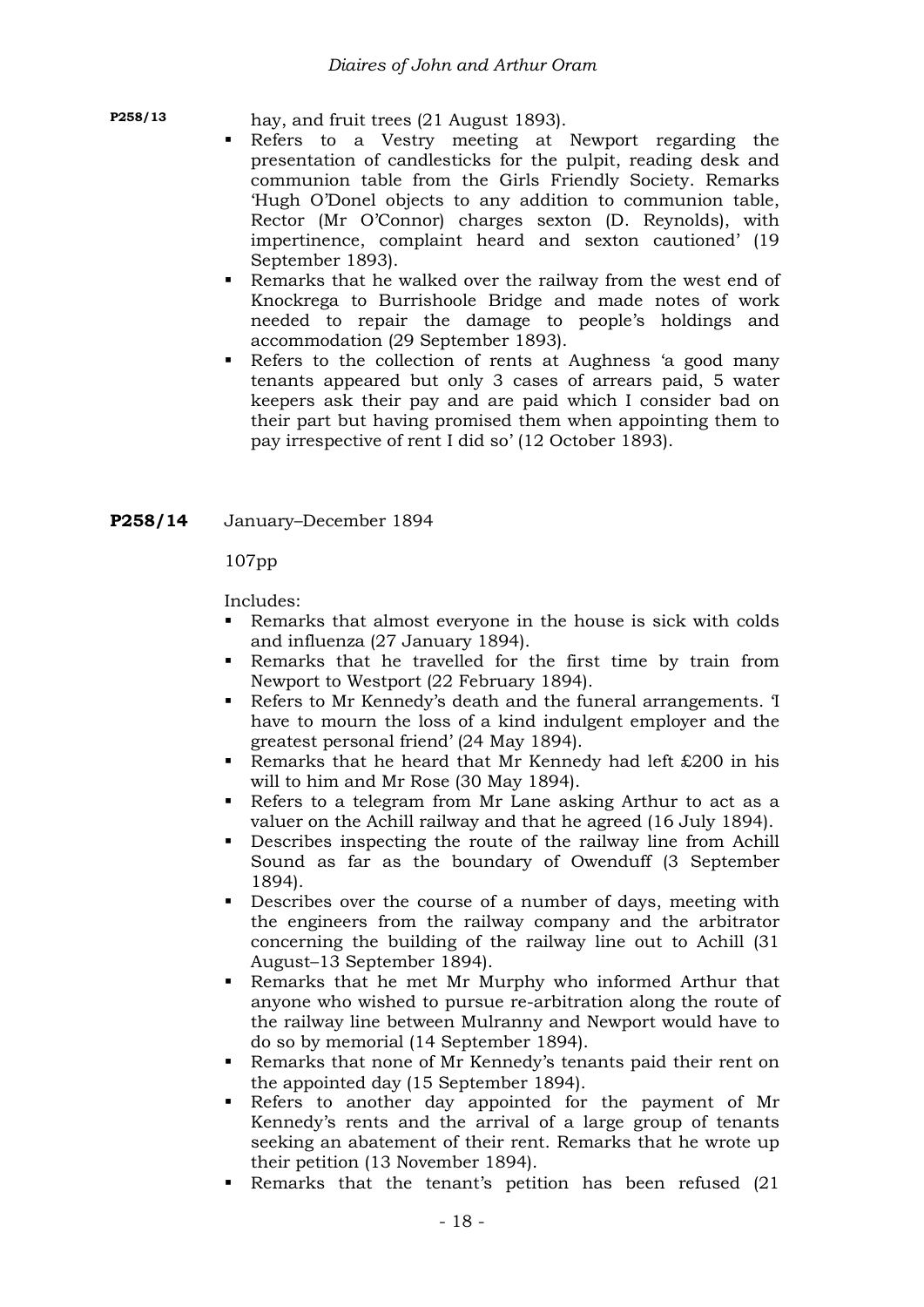P258/13

hay, and fruit trees (21 August 1893).

- Refers to a Vestry meeting at Newport regarding the presentation of candlesticks for the pulpit, reading desk and communion table from the Girls Friendly Society. Remarks 'Hugh O'Donel objects to any addition to communion table, Rector (Mr O'Connor) charges sexton (D. Reynolds), with impertinence, complaint heard and sexton cautioned' (19 September 1893).
- Remarks that he walked over the railway from the west end of Knockrega to Burrishoole Bridge and made notes of work needed to repair the damage to people's holdings and accommodation (29 September 1893).
- Refers to the collection of rents at Aughness 'a good many tenants appeared but only 3 cases of arrears paid, 5 water keepers ask their pay and are paid which I consider bad on their part but having promised them when appointing them to pay irrespective of rent I did so' (12 October 1893).

**P258/14** January–December 1894

107pp

Includes:

- Remarks that almost everyone in the house is sick with colds and influenza (27 January 1894).
- Remarks that he travelled for the first time by train from Newport to Westport (22 February 1894).
- Refers to Mr Kennedy's death and the funeral arrangements. 'I have to mourn the loss of a kind indulgent employer and the greatest personal friend' (24 May 1894).
- Remarks that he heard that Mr Kennedy had left £200 in his will to him and Mr Rose (30 May 1894).
- Refers to a telegram from Mr Lane asking Arthur to act as a valuer on the Achill railway and that he agreed (16 July 1894).
- Describes inspecting the route of the railway line from Achill Sound as far as the boundary of Owenduff (3 September 1894).
- Describes over the course of a number of days, meeting with the engineers from the railway company and the arbitrator concerning the building of the railway line out to Achill (31 August–13 September 1894).
- Remarks that he met Mr Murphy who informed Arthur that anyone who wished to pursue re-arbitration along the route of the railway line between Mulranny and Newport would have to do so by memorial (14 September 1894).
- Remarks that none of Mr Kennedy's tenants paid their rent on the appointed day (15 September 1894).
- Refers to another day appointed for the payment of Mr Kennedy's rents and the arrival of a large group of tenants seeking an abatement of their rent. Remarks that he wrote up their petition (13 November 1894).
- Remarks that the tenant's petition has been refused (21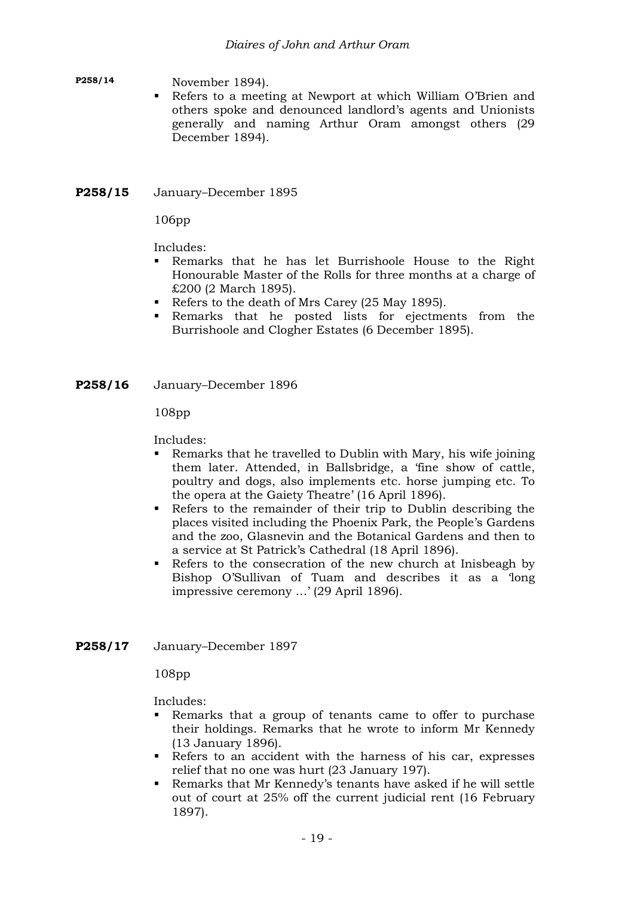**P258/14** November 1894).

- Refers to a meeting at Newport at which William O'Brien and others spoke and denounced landlord's agents and Unionists generally and naming Arthur Oram amongst others (29 December 1894).

**P258/15** January–December 1895

106pp

Includes:

- Remarks that he has let Burrishoole House to the Right Honourable Master of the Rolls for three months at a charge of £200 (2 March 1895).
- Refers to the death of Mrs Carey (25 May 1895).
- Remarks that he posted lists for ejectments from the Burrishoole and Clogher Estates (6 December 1895).

**P258/16** January–December 1896

108pp

Includes:

- Remarks that he travelled to Dublin with Mary, his wife joining them later. Attended, in Ballsbridge, a 'fine show of cattle, poultry and dogs, also implements etc. horse jumping etc. To the opera at the Gaiety Theatre' (16 April 1896).
- Refers to the remainder of their trip to Dublin describing the places visited including the Phoenix Park, the People's Gardens and the zoo, Glasnevin and the Botanical Gardens and then to a service at St Patrick's Cathedral (18 April 1896).
- Refers to the consecration of the new church at Inisbeagh by Bishop O'Sullivan of Tuam and describes it as a 'long impressive ceremony …' (29 April 1896).

**P258/17** January–December 1897

108pp

Includes:

- Remarks that a group of tenants came to offer to purchase their holdings. Remarks that he wrote to inform Mr Kennedy (13 January 1896).
- Refers to an accident with the harness of his car, expresses relief that no one was hurt (23 January 197).
- Remarks that Mr Kennedy's tenants have asked if he will settle out of court at 25% off the current judicial rent (16 February 1897).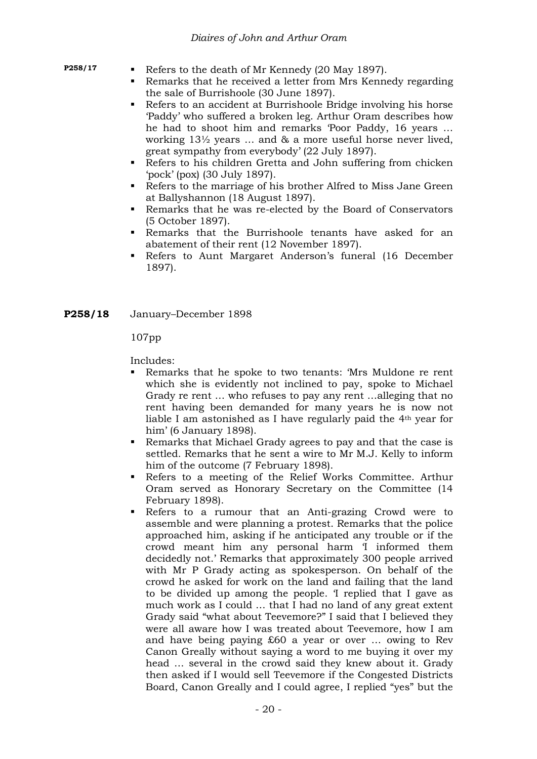**P258/17**

- Refers to the death of Mr Kennedy (20 May 1897).
- Remarks that he received a letter from Mrs Kennedy regarding the sale of Burrishoole (30 June 1897).
- Refers to an accident at Burrishoole Bridge involving his horse 'Paddy' who suffered a broken leg. Arthur Oram describes how he had to shoot him and remarks 'Poor Paddy, 16 years … working 13½ years … and & a more useful horse never lived, great sympathy from everybody' (22 July 1897).
- Refers to his children Gretta and John suffering from chicken 'pock' (pox) (30 July 1897).
- Refers to the marriage of his brother Alfred to Miss Jane Green at Ballyshannon (18 August 1897).
- Remarks that he was re-elected by the Board of Conservators (5 October 1897).
- Remarks that the Burrishoole tenants have asked for an abatement of their rent (12 November 1897).
- Refers to Aunt Margaret Anderson's funeral (16 December 1897).

**P258/18** January–December 1898

107pp

Includes:

- Remarks that he spoke to two tenants: 'Mrs Muldone re rent which she is evidently not inclined to pay, spoke to Michael Grady re rent … who refuses to pay any rent …alleging that no rent having been demanded for many years he is now not liable I am astonished as I have regularly paid the 4th year for him' (6 January 1898).
- Remarks that Michael Grady agrees to pay and that the case is settled. Remarks that he sent a wire to Mr M.J. Kelly to inform him of the outcome (7 February 1898).
- Refers to a meeting of the Relief Works Committee. Arthur Oram served as Honorary Secretary on the Committee (14 February 1898).
- Refers to a rumour that an Anti-grazing Crowd were to assemble and were planning a protest. Remarks that the police approached him, asking if he anticipated any trouble or if the crowd meant him any personal harm 'I informed them decidedly not.' Remarks that approximately 300 people arrived with Mr P Grady acting as spokesperson. On behalf of the crowd he asked for work on the land and failing that the land to be divided up among the people. 'I replied that I gave as much work as I could … that I had no land of any great extent Grady said "what about Teevemore?" I said that I believed they were all aware how I was treated about Teevemore, how I am and have being paying £60 a year or over … owing to Rev Canon Greally without saying a word to me buying it over my head … several in the crowd said they knew about it. Grady then asked if I would sell Teevemore if the Congested Districts Board, Canon Greally and I could agree, I replied "yes" but the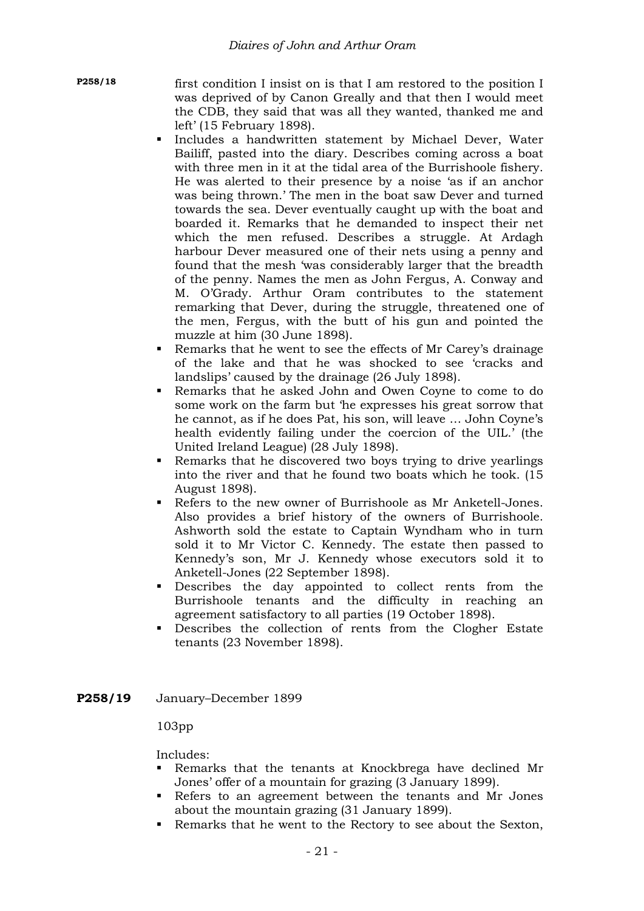P258/18

first condition I insist on is that I am restored to the position I was deprived of by Canon Greally and that then I would meet the CDB, they said that was all they wanted, thanked me and left' (15 February 1898).

- Includes a handwritten statement by Michael Dever, Water Bailiff, pasted into the diary. Describes coming across a boat with three men in it at the tidal area of the Burrishoole fishery. He was alerted to their presence by a noise 'as if an anchor was being thrown.' The men in the boat saw Dever and turned towards the sea. Dever eventually caught up with the boat and boarded it. Remarks that he demanded to inspect their net which the men refused. Describes a struggle. At Ardagh harbour Dever measured one of their nets using a penny and found that the mesh 'was considerably larger that the breadth of the penny. Names the men as John Fergus, A. Conway and M. O'Grady. Arthur Oram contributes to the statement remarking that Dever, during the struggle, threatened one of the men, Fergus, with the butt of his gun and pointed the muzzle at him (30 June 1898).
- Remarks that he went to see the effects of Mr Carey's drainage of the lake and that he was shocked to see 'cracks and landslips' caused by the drainage (26 July 1898).
- Remarks that he asked John and Owen Coyne to come to do some work on the farm but 'he expresses his great sorrow that he cannot, as if he does Pat, his son, will leave … John Coyne's health evidently failing under the coercion of the UIL.' (the United Ireland League) (28 July 1898).
- Remarks that he discovered two boys trying to drive yearlings into the river and that he found two boats which he took. (15 August 1898).
- Refers to the new owner of Burrishoole as Mr Anketell-Jones. Also provides a brief history of the owners of Burrishoole. Ashworth sold the estate to Captain Wyndham who in turn sold it to Mr Victor C. Kennedy. The estate then passed to Kennedy's son, Mr J. Kennedy whose executors sold it to Anketell-Jones (22 September 1898).
- Describes the day appointed to collect rents from the Burrishoole tenants and the difficulty in reaching an agreement satisfactory to all parties (19 October 1898).
- Describes the collection of rents from the Clogher Estate tenants (23 November 1898).

**P258/19** January–December 1899

103pp

Includes:

- Remarks that the tenants at Knockbrega have declined Mr Jones' offer of a mountain for grazing (3 January 1899).
- Refers to an agreement between the tenants and Mr Jones about the mountain grazing (31 January 1899).
- Remarks that he went to the Rectory to see about the Sexton,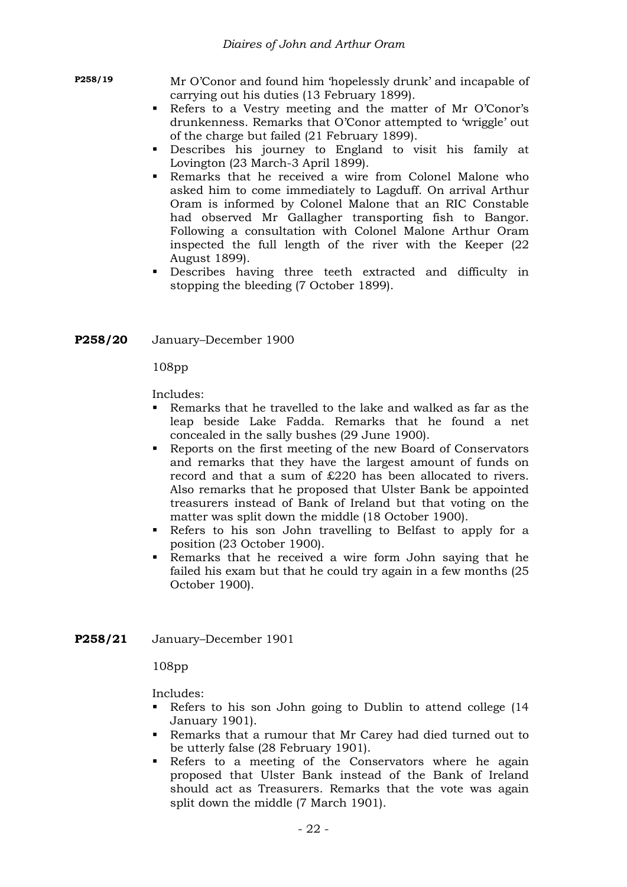**P258/19**

Mr O'Conor and found him 'hopelessly drunk' and incapable of carrying out his duties (13 February 1899).

- Refers to a Vestry meeting and the matter of Mr O'Conor's drunkenness. Remarks that O'Conor attempted to 'wriggle' out of the charge but failed (21 February 1899).
- Describes his journey to England to visit his family at Lovington (23 March-3 April 1899).
- Remarks that he received a wire from Colonel Malone who asked him to come immediately to Lagduff. On arrival Arthur Oram is informed by Colonel Malone that an RIC Constable had observed Mr Gallagher transporting fish to Bangor. Following a consultation with Colonel Malone Arthur Oram inspected the full length of the river with the Keeper (22 August 1899).
- Describes having three teeth extracted and difficulty in stopping the bleeding (7 October 1899).

**P258/20** January–December 1900

108pp

Includes:

- Remarks that he travelled to the lake and walked as far as the leap beside Lake Fadda. Remarks that he found a net concealed in the sally bushes (29 June 1900).
- Reports on the first meeting of the new Board of Conservators and remarks that they have the largest amount of funds on record and that a sum of £220 has been allocated to rivers. Also remarks that he proposed that Ulster Bank be appointed treasurers instead of Bank of Ireland but that voting on the matter was split down the middle (18 October 1900).
- Refers to his son John travelling to Belfast to apply for a position (23 October 1900).
- Remarks that he received a wire form John saying that he failed his exam but that he could try again in a few months (25 October 1900).

**P258/21** January–December 1901

108pp

Includes:

- Refers to his son John going to Dublin to attend college (14 January 1901).
- Remarks that a rumour that Mr Carey had died turned out to be utterly false (28 February 1901).
- Refers to a meeting of the Conservators where he again proposed that Ulster Bank instead of the Bank of Ireland should act as Treasurers. Remarks that the vote was again split down the middle (7 March 1901).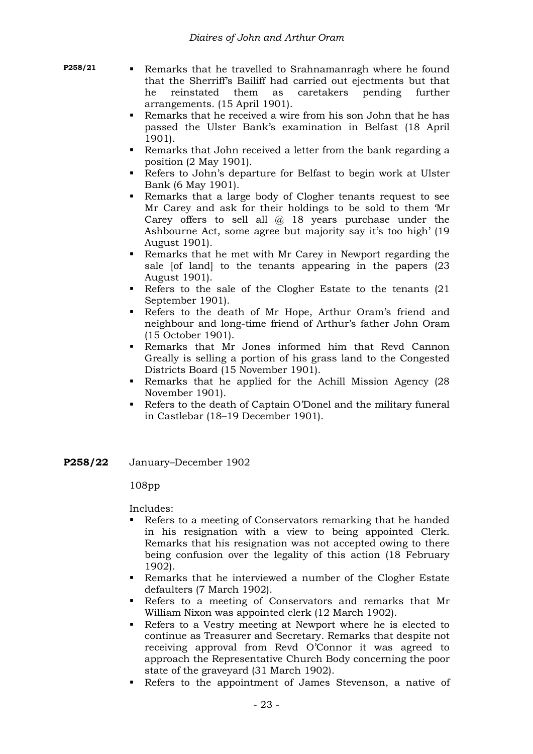**P258/21**

- Remarks that he travelled to Srahnamanragh where he found that the Sherriff's Bailiff had carried out ejectments but that he reinstated them as caretakers pending further arrangements. (15 April 1901).
- Remarks that he received a wire from his son John that he has passed the Ulster Bank's examination in Belfast (18 April 1901).
- Remarks that John received a letter from the bank regarding a position (2 May 1901).
- Refers to John's departure for Belfast to begin work at Ulster Bank (6 May 1901).
- Remarks that a large body of Clogher tenants request to see Mr Carey and ask for their holdings to be sold to them 'Mr Carey offers to sell all @ 18 years purchase under the Ashbourne Act, some agree but majority say it's too high' (19 August 1901).
- Remarks that he met with Mr Carey in Newport regarding the sale [of land] to the tenants appearing in the papers (23 August 1901).
- Refers to the sale of the Clogher Estate to the tenants (21 September 1901).
- Refers to the death of Mr Hope, Arthur Oram's friend and neighbour and long-time friend of Arthur's father John Oram (15 October 1901).
- Remarks that Mr Jones informed him that Revd Cannon Greally is selling a portion of his grass land to the Congested Districts Board (15 November 1901).
- Remarks that he applied for the Achill Mission Agency (28 November 1901).
- Refers to the death of Captain O'Donel and the military funeral in Castlebar (18–19 December 1901).

**P258/22** January–December 1902

108pp

Includes:

- Refers to a meeting of Conservators remarking that he handed in his resignation with a view to being appointed Clerk. Remarks that his resignation was not accepted owing to there being confusion over the legality of this action (18 February 1902).
- Remarks that he interviewed a number of the Clogher Estate defaulters (7 March 1902).
- Refers to a meeting of Conservators and remarks that Mr William Nixon was appointed clerk (12 March 1902).
- Refers to a Vestry meeting at Newport where he is elected to continue as Treasurer and Secretary. Remarks that despite not receiving approval from Revd O'Connor it was agreed to approach the Representative Church Body concerning the poor state of the graveyard (31 March 1902).
- Refers to the appointment of James Stevenson, a native of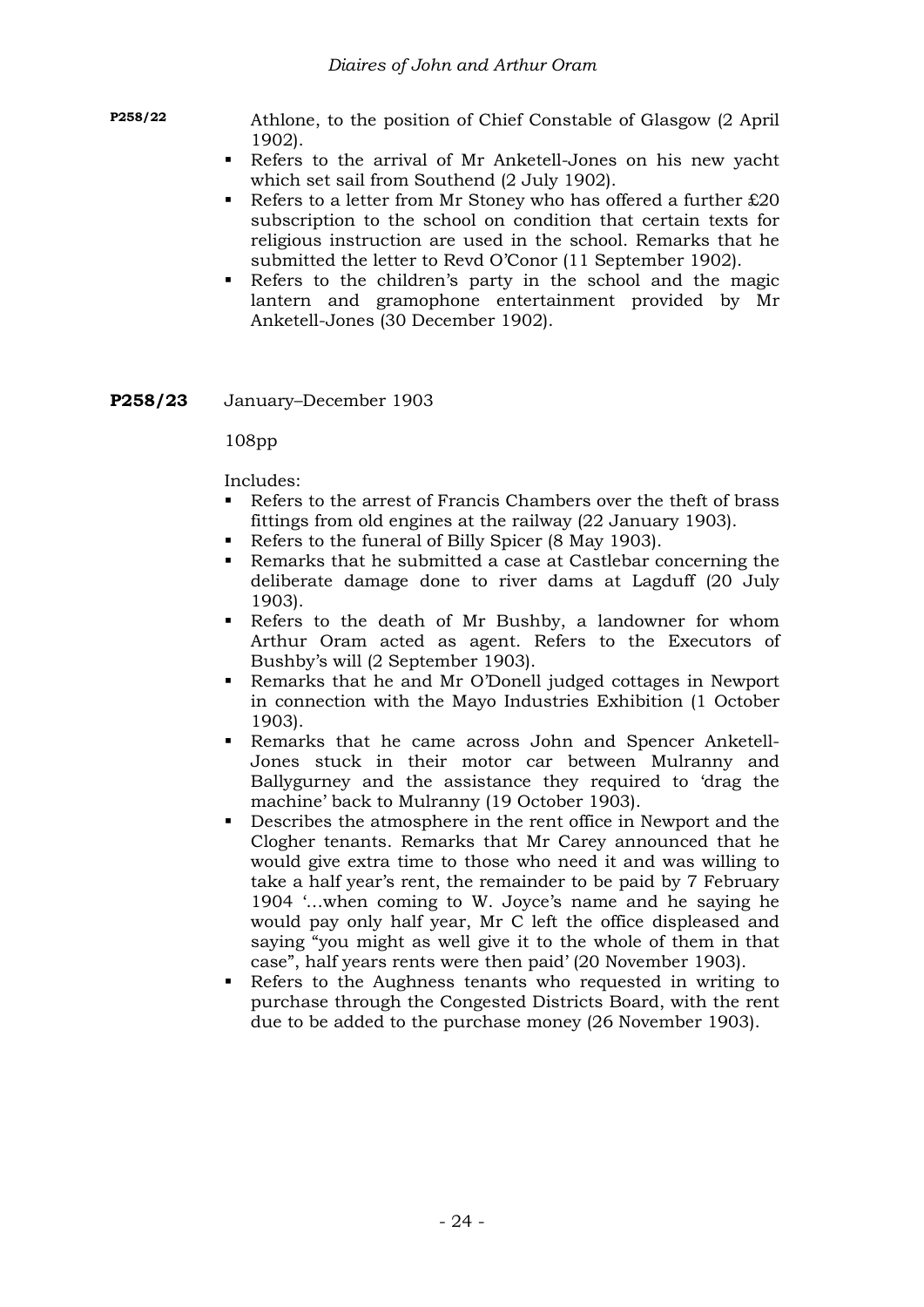**P258/22** Athlone, to the position of Chief Constable of Glasgow (2 April 1902).

- Refers to the arrival of Mr Anketell-Jones on his new yacht which set sail from Southend (2 July 1902).
- Refers to a letter from Mr Stoney who has offered a further £20 subscription to the school on condition that certain texts for religious instruction are used in the school. Remarks that he submitted the letter to Revd O'Conor (11 September 1902).
- Refers to the children's party in the school and the magic lantern and gramophone entertainment provided by Mr Anketell-Jones (30 December 1902).

**P258/23** January–December 1903

108pp

Includes:

- Refers to the arrest of Francis Chambers over the theft of brass fittings from old engines at the railway (22 January 1903).
- Refers to the funeral of Billy Spicer (8 May 1903).
- Remarks that he submitted a case at Castlebar concerning the deliberate damage done to river dams at Lagduff (20 July 1903).
- Refers to the death of Mr Bushby, a landowner for whom Arthur Oram acted as agent. Refers to the Executors of Bushby's will (2 September 1903).
- Remarks that he and Mr O'Donell judged cottages in Newport in connection with the Mayo Industries Exhibition (1 October 1903).
- Remarks that he came across John and Spencer Anketell-Jones stuck in their motor car between Mulranny and Ballygurney and the assistance they required to 'drag the machine' back to Mulranny (19 October 1903).
- Describes the atmosphere in the rent office in Newport and the Clogher tenants. Remarks that Mr Carey announced that he would give extra time to those who need it and was willing to take a half year's rent, the remainder to be paid by 7 February 1904 '…when coming to W. Joyce's name and he saying he would pay only half year, Mr C left the office displeased and saying "you might as well give it to the whole of them in that case", half years rents were then paid' (20 November 1903).
- Refers to the Aughness tenants who requested in writing to purchase through the Congested Districts Board, with the rent due to be added to the purchase money (26 November 1903).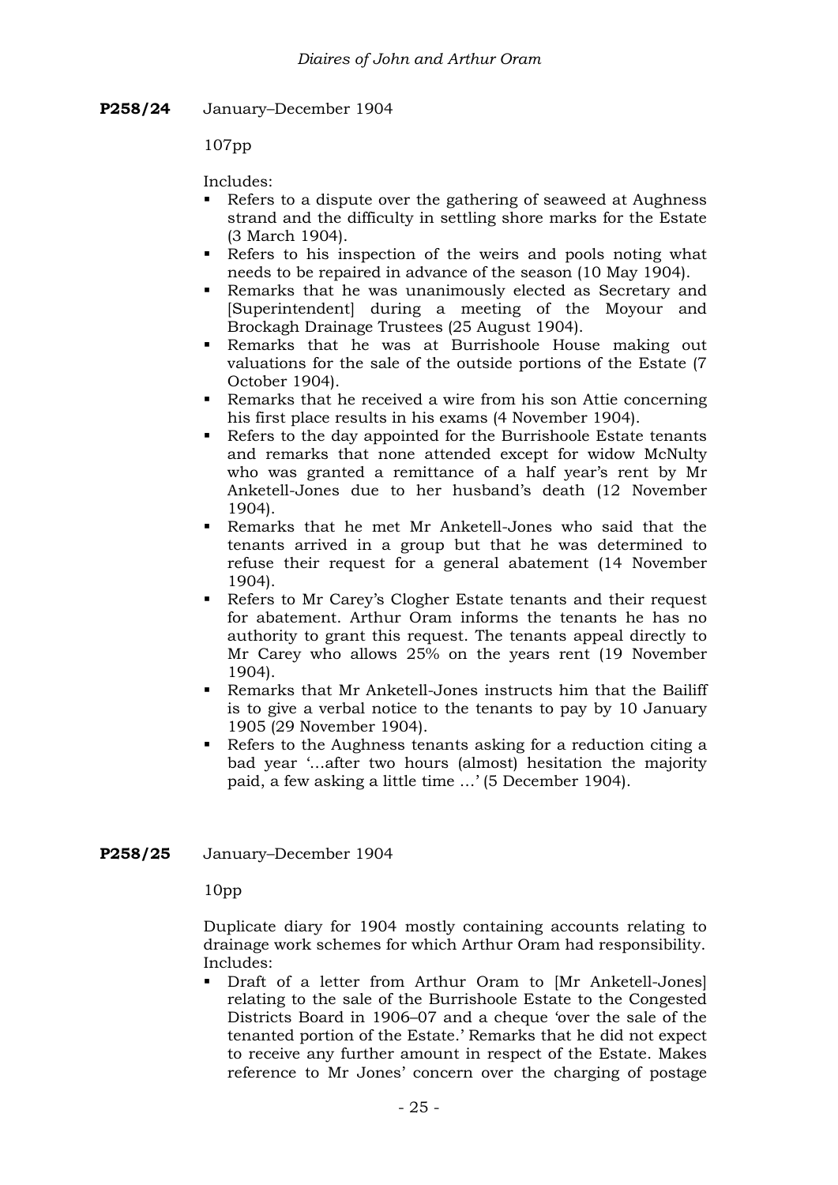**P258/24** January–December 1904

107pp

Includes:

- Refers to a dispute over the gathering of seaweed at Aughness strand and the difficulty in settling shore marks for the Estate (3 March 1904).
- Refers to his inspection of the weirs and pools noting what needs to be repaired in advance of the season (10 May 1904).
- Remarks that he was unanimously elected as Secretary and [Superintendent] during a meeting of the Moyour and Brockagh Drainage Trustees (25 August 1904).
- Remarks that he was at Burrishoole House making out valuations for the sale of the outside portions of the Estate (7 October 1904).
- Remarks that he received a wire from his son Attie concerning his first place results in his exams (4 November 1904).
- Refers to the day appointed for the Burrishoole Estate tenants and remarks that none attended except for widow McNulty who was granted a remittance of a half year's rent by Mr Anketell-Jones due to her husband's death (12 November 1904).
- Remarks that he met Mr Anketell-Jones who said that the tenants arrived in a group but that he was determined to refuse their request for a general abatement (14 November 1904).
- Refers to Mr Carey's Clogher Estate tenants and their request for abatement. Arthur Oram informs the tenants he has no authority to grant this request. The tenants appeal directly to Mr Carey who allows 25% on the years rent (19 November 1904).
- Remarks that Mr Anketell-Jones instructs him that the Bailiff is to give a verbal notice to the tenants to pay by 10 January 1905 (29 November 1904).
- Refers to the Aughness tenants asking for a reduction citing a bad year '…after two hours (almost) hesitation the majority paid, a few asking a little time …' (5 December 1904).

**P258/25** January–December 1904

10pp

Duplicate diary for 1904 mostly containing accounts relating to drainage work schemes for which Arthur Oram had responsibility. Includes:

- Draft of a letter from Arthur Oram to [Mr Anketell-Jones] relating to the sale of the Burrishoole Estate to the Congested Districts Board in 1906–07 and a cheque 'over the sale of the tenanted portion of the Estate.' Remarks that he did not expect to receive any further amount in respect of the Estate. Makes reference to Mr Jones' concern over the charging of postage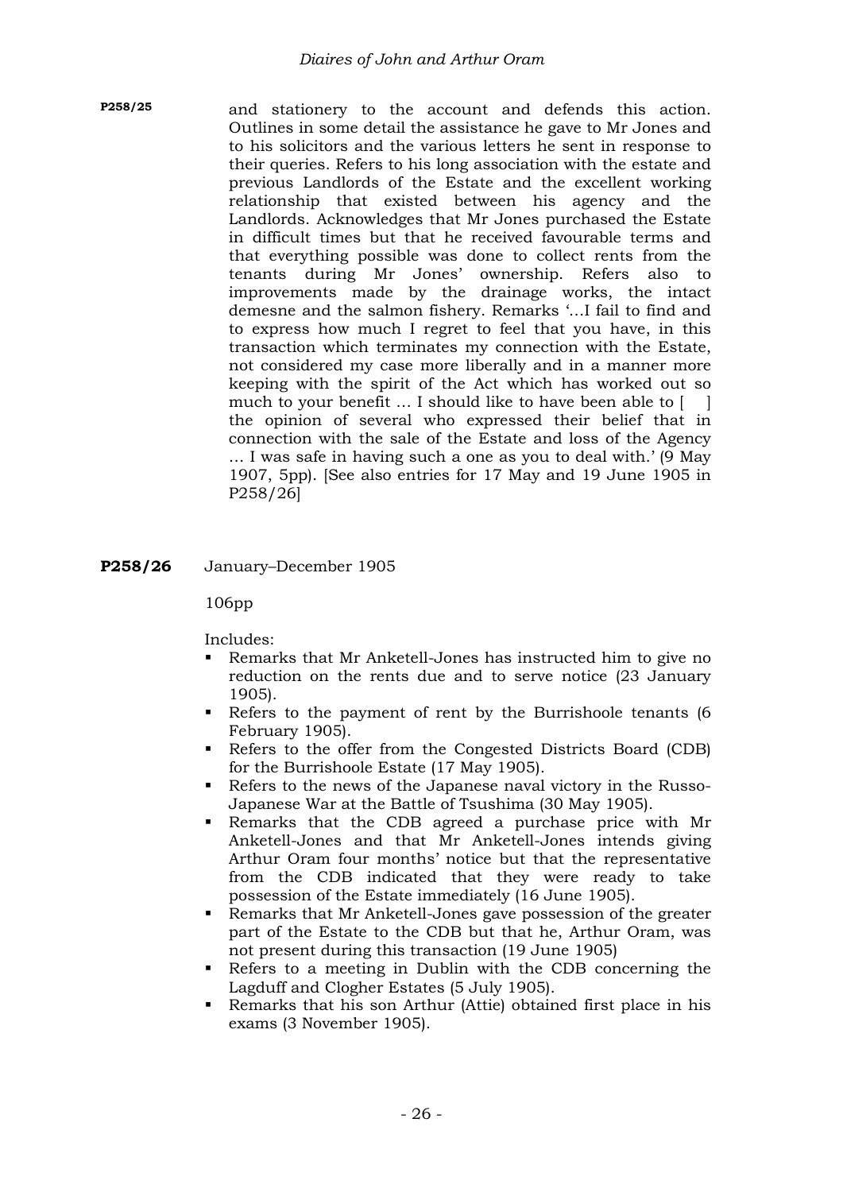**P258/25**

and stationery to the account and defends this action. Outlines in some detail the assistance he gave to Mr Jones and to his solicitors and the various letters he sent in response to their queries. Refers to his long association with the estate and previous Landlords of the Estate and the excellent working relationship that existed between his agency and the Landlords. Acknowledges that Mr Jones purchased the Estate in difficult times but that he received favourable terms and that everything possible was done to collect rents from the tenants during Mr Jones' ownership. Refers also to improvements made by the drainage works, the intact demesne and the salmon fishery. Remarks '…I fail to find and to express how much I regret to feel that you have, in this transaction which terminates my connection with the Estate, not considered my case more liberally and in a manner more keeping with the spirit of the Act which has worked out so much to your benefit … I should like to have been able to [ ] the opinion of several who expressed their belief that in connection with the sale of the Estate and loss of the Agency … I was safe in having such a one as you to deal with.' (9 May 1907, 5pp). [See also entries for 17 May and 19 June 1905 in P258/26]

**P258/26** January–December 1905

106pp

Includes:

- Remarks that Mr Anketell-Jones has instructed him to give no reduction on the rents due and to serve notice (23 January 1905).
- Refers to the payment of rent by the Burrishoole tenants (6 February 1905).
- Refers to the offer from the Congested Districts Board (CDB) for the Burrishoole Estate (17 May 1905).
- Refers to the news of the Japanese naval victory in the Russo-Japanese War at the Battle of Tsushima (30 May 1905).
- Remarks that the CDB agreed a purchase price with Mr Anketell-Jones and that Mr Anketell-Jones intends giving Arthur Oram four months' notice but that the representative from the CDB indicated that they were ready to take possession of the Estate immediately (16 June 1905).
- Remarks that Mr Anketell-Jones gave possession of the greater part of the Estate to the CDB but that he, Arthur Oram, was not present during this transaction (19 June 1905)
- Refers to a meeting in Dublin with the CDB concerning the Lagduff and Clogher Estates (5 July 1905).
- Remarks that his son Arthur (Attie) obtained first place in his exams (3 November 1905).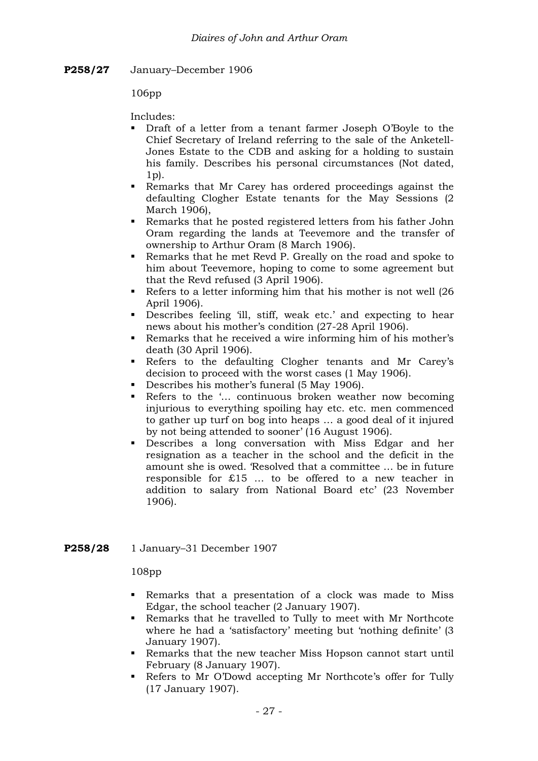**P258/27** January–December 1906

106pp

Includes:

- Draft of a letter from a tenant farmer Joseph O'Boyle to the Chief Secretary of Ireland referring to the sale of the Anketell-Jones Estate to the CDB and asking for a holding to sustain his family. Describes his personal circumstances (Not dated, 1p).
- Remarks that Mr Carey has ordered proceedings against the defaulting Clogher Estate tenants for the May Sessions (2 March 1906),
- Remarks that he posted registered letters from his father John Oram regarding the lands at Teevemore and the transfer of ownership to Arthur Oram (8 March 1906).
- Remarks that he met Revd P. Greally on the road and spoke to him about Teevemore, hoping to come to some agreement but that the Revd refused (3 April 1906).
- Refers to a letter informing him that his mother is not well (26 April 1906).
- Describes feeling 'ill, stiff, weak etc.' and expecting to hear news about his mother's condition (27-28 April 1906).
- Remarks that he received a wire informing him of his mother's death (30 April 1906).
- Refers to the defaulting Clogher tenants and Mr Carey's decision to proceed with the worst cases (1 May 1906).
- Describes his mother's funeral (5 May 1906).
- Refers to the '… continuous broken weather now becoming injurious to everything spoiling hay etc. etc. men commenced to gather up turf on bog into heaps … a good deal of it injured by not being attended to sooner' (16 August 1906).
- Describes a long conversation with Miss Edgar and her resignation as a teacher in the school and the deficit in the amount she is owed. 'Resolved that a committee … be in future responsible for £15 … to be offered to a new teacher in addition to salary from National Board etc' (23 November 1906).

**P258/28** 1 January–31 December 1907

108pp

- Remarks that a presentation of a clock was made to Miss Edgar, the school teacher (2 January 1907).
- Remarks that he travelled to Tully to meet with Mr Northcote where he had a 'satisfactory' meeting but 'nothing definite' (3 January 1907).
- Remarks that the new teacher Miss Hopson cannot start until February (8 January 1907).
- Refers to Mr O'Dowd accepting Mr Northcote's offer for Tully (17 January 1907).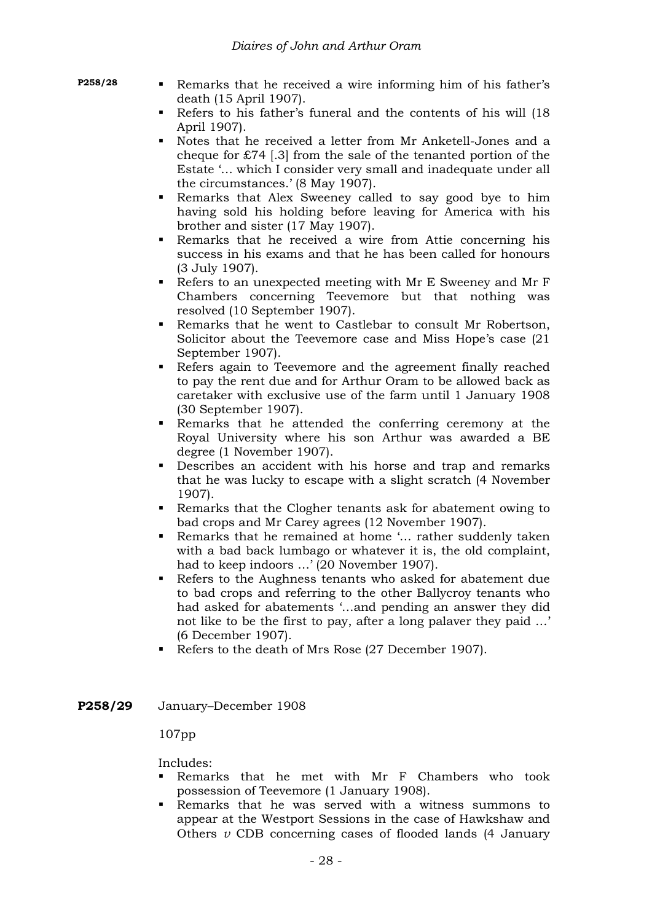**P258/28**

- Remarks that he received a wire informing him of his father's death (15 April 1907).
- Refers to his father's funeral and the contents of his will (18 April 1907).
- Notes that he received a letter from Mr Anketell-Jones and a cheque for £74 [.3] from the sale of the tenanted portion of the Estate '… which I consider very small and inadequate under all the circumstances.' (8 May 1907).
- Remarks that Alex Sweeney called to say good bye to him having sold his holding before leaving for America with his brother and sister (17 May 1907).
- Remarks that he received a wire from Attie concerning his success in his exams and that he has been called for honours (3 July 1907).
- Refers to an unexpected meeting with Mr E Sweeney and Mr F Chambers concerning Teevemore but that nothing was resolved (10 September 1907).
- Remarks that he went to Castlebar to consult Mr Robertson, Solicitor about the Teevemore case and Miss Hope's case (21 September 1907).
- Refers again to Teevemore and the agreement finally reached to pay the rent due and for Arthur Oram to be allowed back as caretaker with exclusive use of the farm until 1 January 1908 (30 September 1907).
- Remarks that he attended the conferring ceremony at the Royal University where his son Arthur was awarded a BE degree (1 November 1907).
- Describes an accident with his horse and trap and remarks that he was lucky to escape with a slight scratch (4 November 1907).
- Remarks that the Clogher tenants ask for abatement owing to bad crops and Mr Carey agrees (12 November 1907).
- Remarks that he remained at home '… rather suddenly taken with a bad back lumbago or whatever it is, the old complaint, had to keep indoors …' (20 November 1907).
- Refers to the Aughness tenants who asked for abatement due to bad crops and referring to the other Ballycroy tenants who had asked for abatements '…and pending an answer they did not like to be the first to pay, after a long palaver they paid …' (6 December 1907).
- Refers to the death of Mrs Rose (27 December 1907).

**P258/29** January–December 1908

107pp

Includes:

- Remarks that he met with Mr F Chambers who took possession of Teevemore (1 January 1908).
- Remarks that he was served with a witness summons to appear at the Westport Sessions in the case of Hawkshaw and Others *v* CDB concerning cases of flooded lands (4 January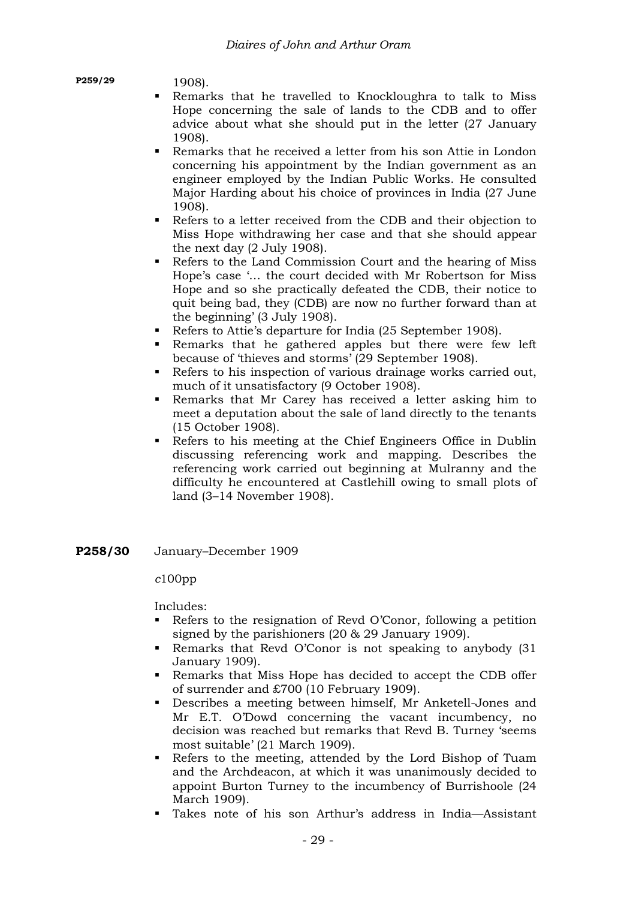**P259/29**

1908).

- Remarks that he travelled to Knockloughra to talk to Miss Hope concerning the sale of lands to the CDB and to offer advice about what she should put in the letter (27 January 1908).
- Remarks that he received a letter from his son Attie in London concerning his appointment by the Indian government as an engineer employed by the Indian Public Works. He consulted Major Harding about his choice of provinces in India (27 June 1908).
- Refers to a letter received from the CDB and their objection to Miss Hope withdrawing her case and that she should appear the next day (2 July 1908).
- Refers to the Land Commission Court and the hearing of Miss Hope's case '… the court decided with Mr Robertson for Miss Hope and so she practically defeated the CDB, their notice to quit being bad, they (CDB) are now no further forward than at the beginning' (3 July 1908).
- Refers to Attie's departure for India (25 September 1908).
- Remarks that he gathered apples but there were few left because of 'thieves and storms' (29 September 1908).
- Refers to his inspection of various drainage works carried out, much of it unsatisfactory (9 October 1908).
- Remarks that Mr Carey has received a letter asking him to meet a deputation about the sale of land directly to the tenants (15 October 1908).
- Refers to his meeting at the Chief Engineers Office in Dublin discussing referencing work and mapping. Describes the referencing work carried out beginning at Mulranny and the difficulty he encountered at Castlehill owing to small plots of land (3–14 November 1908).

**P258/30** January–December 1909

*c*100pp

Includes:

- Refers to the resignation of Revd O'Conor, following a petition signed by the parishioners (20 & 29 January 1909).
- Remarks that Revd O'Conor is not speaking to anybody (31 January 1909).
- Remarks that Miss Hope has decided to accept the CDB offer of surrender and £700 (10 February 1909).
- Describes a meeting between himself, Mr Anketell-Jones and Mr E.T. O'Dowd concerning the vacant incumbency, no decision was reached but remarks that Revd B. Turney 'seems most suitable' (21 March 1909).
- Refers to the meeting, attended by the Lord Bishop of Tuam and the Archdeacon, at which it was unanimously decided to appoint Burton Turney to the incumbency of Burrishoole (24 March 1909).
- Takes note of his son Arthur's address in India—Assistant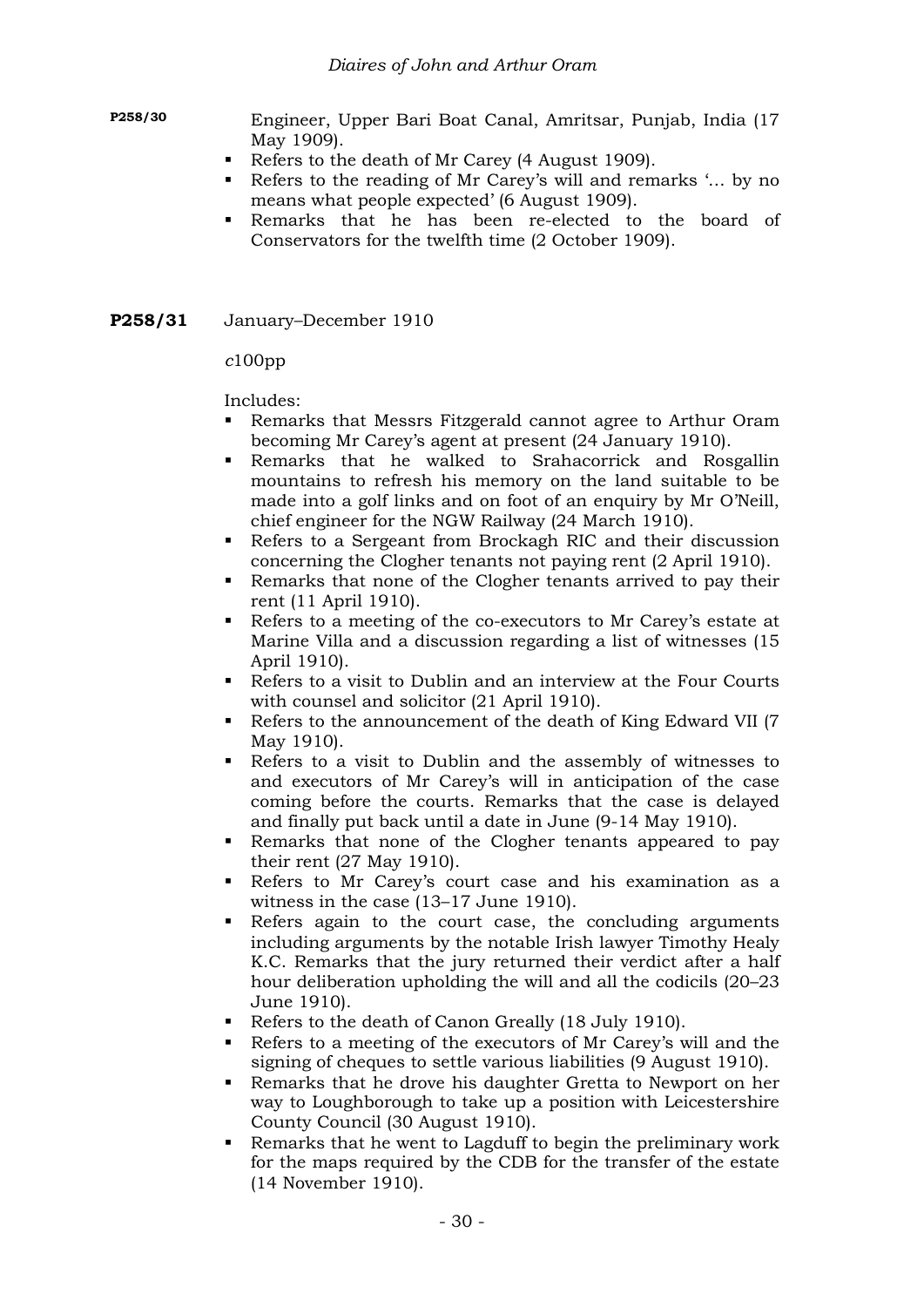**P258/30**

Engineer, Upper Bari Boat Canal, Amritsar, Punjab, India (17 May 1909).

- Refers to the death of Mr Carey (4 August 1909).
- Refers to the reading of Mr Carey's will and remarks '… by no means what people expected' (6 August 1909).
- Remarks that he has been re-elected to the board of Conservators for the twelfth time (2 October 1909).

**P258/31** January–December 1910

*c*100pp

Includes:

- Remarks that Messrs Fitzgerald cannot agree to Arthur Oram becoming Mr Carey's agent at present (24 January 1910).
- Remarks that he walked to Srahacorrick and Rosgallin mountains to refresh his memory on the land suitable to be made into a golf links and on foot of an enquiry by Mr O'Neill, chief engineer for the NGW Railway (24 March 1910).
- Refers to a Sergeant from Brockagh RIC and their discussion concerning the Clogher tenants not paying rent (2 April 1910).
- Remarks that none of the Clogher tenants arrived to pay their rent (11 April 1910).
- Refers to a meeting of the co-executors to Mr Carey's estate at Marine Villa and a discussion regarding a list of witnesses (15 April 1910).
- Refers to a visit to Dublin and an interview at the Four Courts with counsel and solicitor (21 April 1910).
- Refers to the announcement of the death of King Edward VII (7 May 1910).
- Refers to a visit to Dublin and the assembly of witnesses to and executors of Mr Carey's will in anticipation of the case coming before the courts. Remarks that the case is delayed and finally put back until a date in June (9-14 May 1910).
- Remarks that none of the Clogher tenants appeared to pay their rent (27 May 1910).
- Refers to Mr Carey's court case and his examination as a witness in the case (13–17 June 1910).
- Refers again to the court case, the concluding arguments including arguments by the notable Irish lawyer Timothy Healy K.C. Remarks that the jury returned their verdict after a half hour deliberation upholding the will and all the codicils (20–23 June 1910).
- Refers to the death of Canon Greally (18 July 1910).
- Refers to a meeting of the executors of Mr Carey's will and the signing of cheques to settle various liabilities (9 August 1910).
- Remarks that he drove his daughter Gretta to Newport on her way to Loughborough to take up a position with Leicestershire County Council (30 August 1910).
- Remarks that he went to Lagduff to begin the preliminary work for the maps required by the CDB for the transfer of the estate (14 November 1910).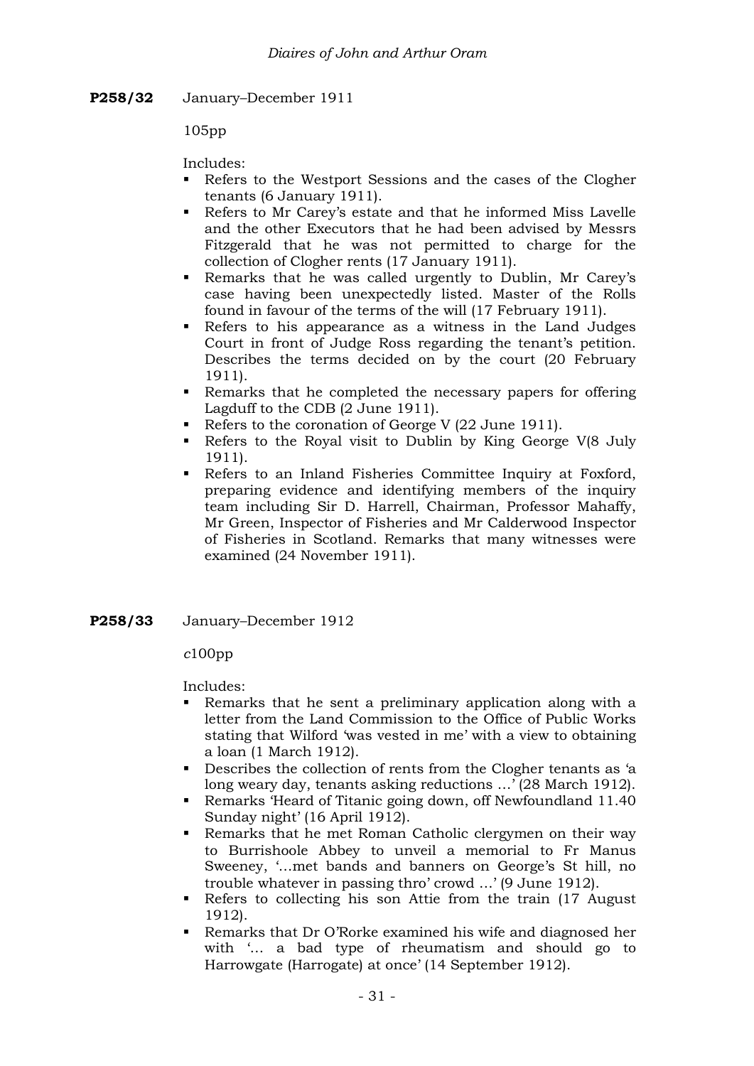**P258/32** January–December 1911

105pp

Includes:

- Refers to the Westport Sessions and the cases of the Clogher tenants (6 January 1911).
- Refers to Mr Carey's estate and that he informed Miss Lavelle and the other Executors that he had been advised by Messrs Fitzgerald that he was not permitted to charge for the collection of Clogher rents (17 January 1911).
- Remarks that he was called urgently to Dublin, Mr Carey's case having been unexpectedly listed. Master of the Rolls found in favour of the terms of the will (17 February 1911).
- Refers to his appearance as a witness in the Land Judges Court in front of Judge Ross regarding the tenant's petition. Describes the terms decided on by the court (20 February 1911).
- Remarks that he completed the necessary papers for offering Lagduff to the CDB (2 June 1911).
- Refers to the coronation of George V (22 June 1911).
- Refers to the Royal visit to Dublin by King George V(8 July 1911).
- Refers to an Inland Fisheries Committee Inquiry at Foxford, preparing evidence and identifying members of the inquiry team including Sir D. Harrell, Chairman, Professor Mahaffy, Mr Green, Inspector of Fisheries and Mr Calderwood Inspector of Fisheries in Scotland. Remarks that many witnesses were examined (24 November 1911).

**P258/33** January–December 1912

*c*100pp

Includes:

- Remarks that he sent a preliminary application along with a letter from the Land Commission to the Office of Public Works stating that Wilford 'was vested in me' with a view to obtaining a loan (1 March 1912).
- Describes the collection of rents from the Clogher tenants as 'a long weary day, tenants asking reductions …' (28 March 1912).
- Remarks 'Heard of Titanic going down, off Newfoundland 11.40 Sunday night' (16 April 1912).
- Remarks that he met Roman Catholic clergymen on their way to Burrishoole Abbey to unveil a memorial to Fr Manus Sweeney, '…met bands and banners on George's St hill, no trouble whatever in passing thro' crowd …' (9 June 1912).
- Refers to collecting his son Attie from the train (17 August 1912).
- Remarks that Dr O'Rorke examined his wife and diagnosed her with '… a bad type of rheumatism and should go to Harrowgate (Harrogate) at once' (14 September 1912).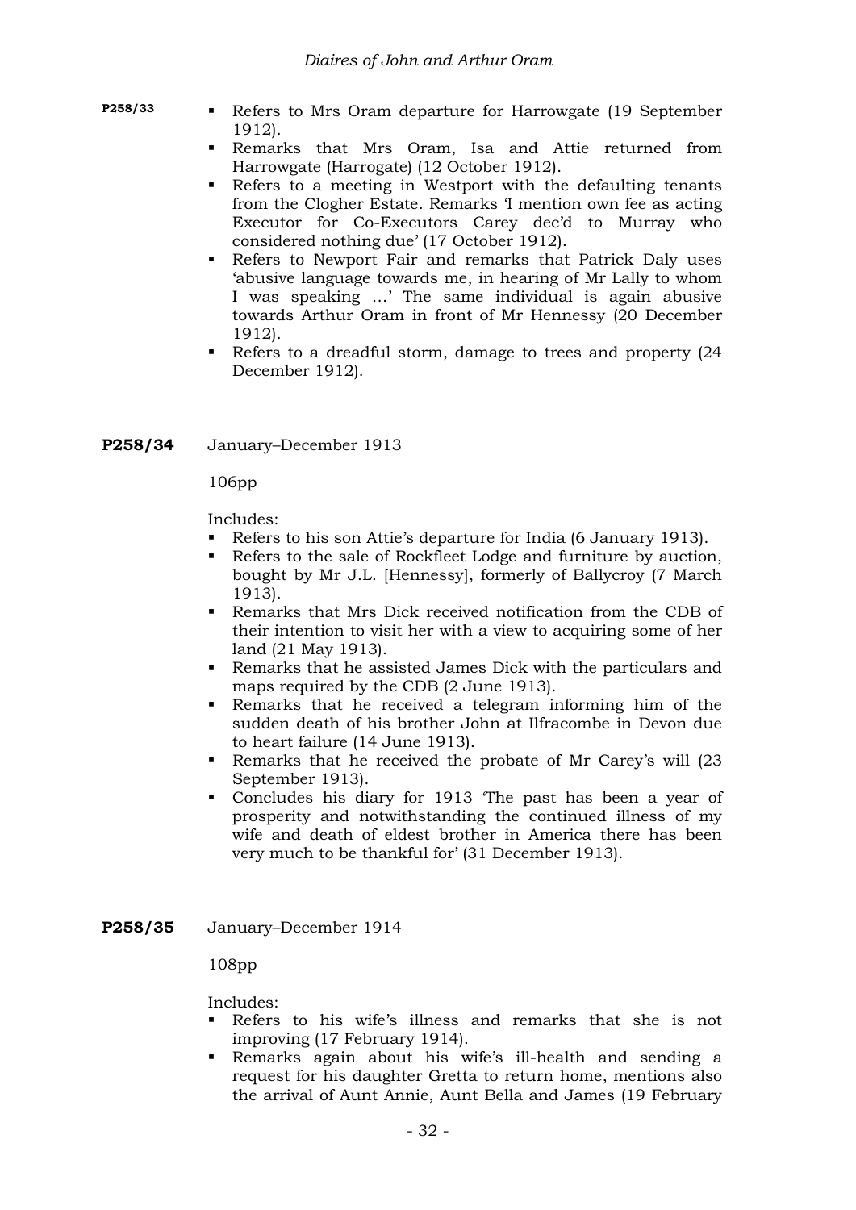**P258/33**

- Refers to Mrs Oram departure for Harrowgate (19 September 1912).
- Remarks that Mrs Oram, Isa and Attie returned from Harrowgate (Harrogate) (12 October 1912).
- Refers to a meeting in Westport with the defaulting tenants from the Clogher Estate. Remarks 'I mention own fee as acting Executor for Co-Executors Carey dec'd to Murray who considered nothing due' (17 October 1912).
- Refers to Newport Fair and remarks that Patrick Daly uses 'abusive language towards me, in hearing of Mr Lally to whom I was speaking …' The same individual is again abusive towards Arthur Oram in front of Mr Hennessy (20 December 1912).
- Refers to a dreadful storm, damage to trees and property (24 December 1912).

**P258/34** January–December 1913

106pp

Includes:

- Refers to his son Attie's departure for India (6 January 1913).
- Refers to the sale of Rockfleet Lodge and furniture by auction, bought by Mr J.L. [Hennessy], formerly of Ballycroy (7 March 1913).
- Remarks that Mrs Dick received notification from the CDB of their intention to visit her with a view to acquiring some of her land (21 May 1913).
- Remarks that he assisted James Dick with the particulars and maps required by the CDB (2 June 1913).
- Remarks that he received a telegram informing him of the sudden death of his brother John at Ilfracombe in Devon due to heart failure (14 June 1913).
- Remarks that he received the probate of Mr Carey's will (23 September 1913).
- Concludes his diary for 1913 'The past has been a year of prosperity and notwithstanding the continued illness of my wife and death of eldest brother in America there has been very much to be thankful for' (31 December 1913).

**P258/35** January–December 1914

108pp

Includes:

- Refers to his wife's illness and remarks that she is not improving (17 February 1914).
- Remarks again about his wife's ill-health and sending a request for his daughter Gretta to return home, mentions also the arrival of Aunt Annie, Aunt Bella and James (19 February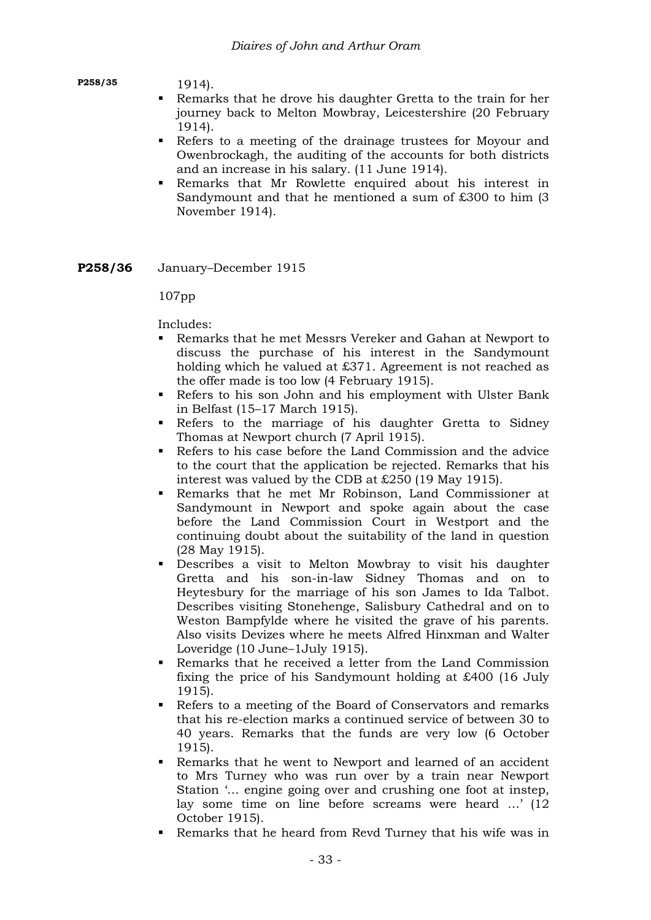**P258/35** 1914).

- Remarks that he drove his daughter Gretta to the train for her journey back to Melton Mowbray, Leicestershire (20 February 1914).
- Refers to a meeting of the drainage trustees for Moyour and Owenbrockagh, the auditing of the accounts for both districts and an increase in his salary. (11 June 1914).
- Remarks that Mr Rowlette enquired about his interest in Sandymount and that he mentioned a sum of £300 to him (3 November 1914).

**P258/36** January–December 1915

107pp

Includes:

- Remarks that he met Messrs Vereker and Gahan at Newport to discuss the purchase of his interest in the Sandymount holding which he valued at £371. Agreement is not reached as the offer made is too low (4 February 1915).
- Refers to his son John and his employment with Ulster Bank in Belfast (15–17 March 1915).
- Refers to the marriage of his daughter Gretta to Sidney Thomas at Newport church (7 April 1915).
- Refers to his case before the Land Commission and the advice to the court that the application be rejected. Remarks that his interest was valued by the CDB at £250 (19 May 1915).
- Remarks that he met Mr Robinson, Land Commissioner at Sandymount in Newport and spoke again about the case before the Land Commission Court in Westport and the continuing doubt about the suitability of the land in question (28 May 1915).
- Describes a visit to Melton Mowbray to visit his daughter Gretta and his son-in-law Sidney Thomas and on to Heytesbury for the marriage of his son James to Ida Talbot. Describes visiting Stonehenge, Salisbury Cathedral and on to Weston Bampfylde where he visited the grave of his parents. Also visits Devizes where he meets Alfred Hinxman and Walter Loveridge (10 June–1July 1915).
- Remarks that he received a letter from the Land Commission fixing the price of his Sandymount holding at £400 (16 July 1915).
- Refers to a meeting of the Board of Conservators and remarks that his re-election marks a continued service of between 30 to 40 years. Remarks that the funds are very low (6 October 1915).
- Remarks that he went to Newport and learned of an accident to Mrs Turney who was run over by a train near Newport Station '… engine going over and crushing one foot at instep, lay some time on line before screams were heard …' (12 October 1915).
- Remarks that he heard from Revd Turney that his wife was in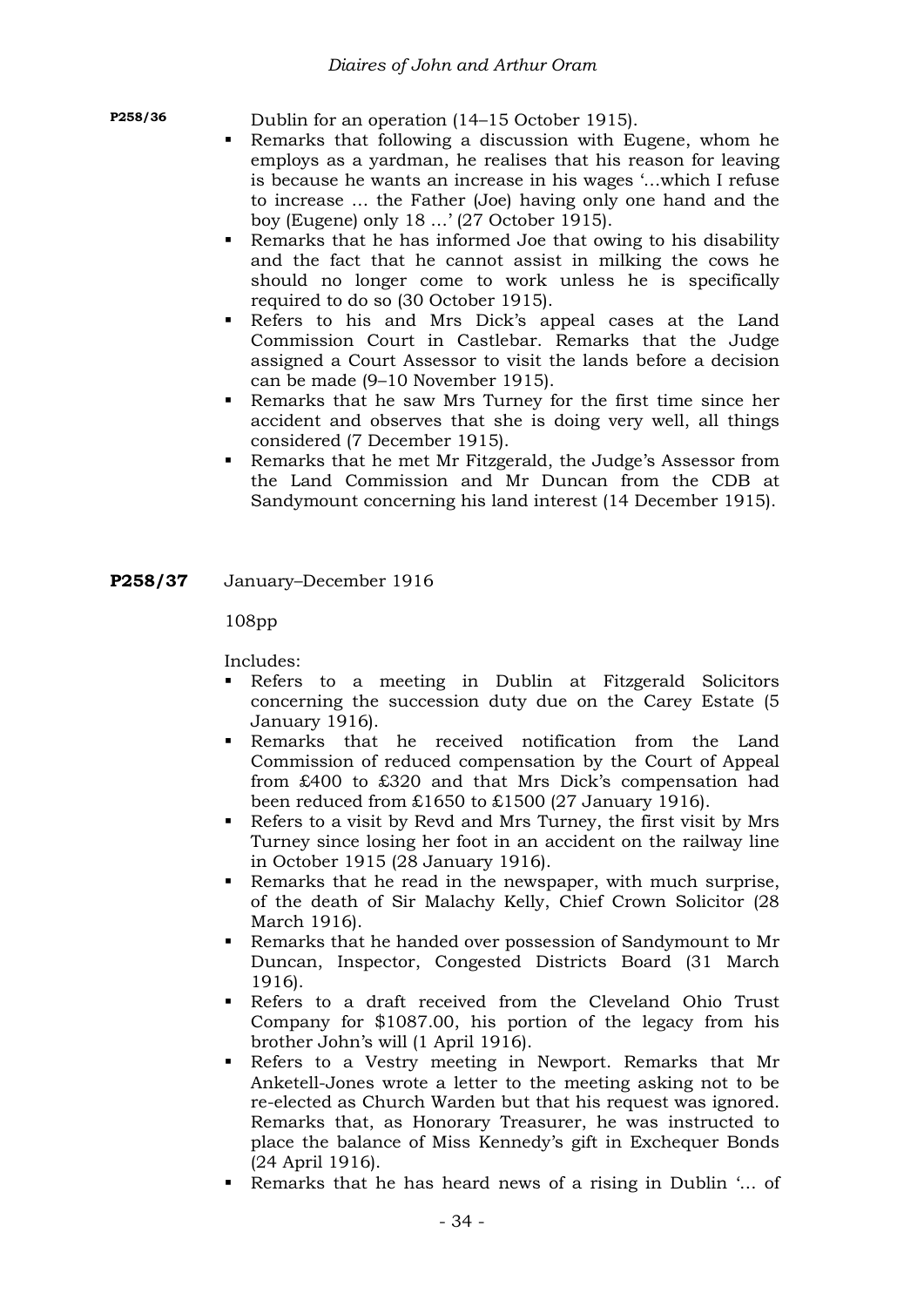**P258/36** Dublin for an operation (14–15 October 1915).

- Remarks that following a discussion with Eugene, whom he employs as a yardman, he realises that his reason for leaving is because he wants an increase in his wages '…which I refuse to increase … the Father (Joe) having only one hand and the boy (Eugene) only 18 …' (27 October 1915).
- Remarks that he has informed Joe that owing to his disability and the fact that he cannot assist in milking the cows he should no longer come to work unless he is specifically required to do so (30 October 1915).
- Refers to his and Mrs Dick's appeal cases at the Land Commission Court in Castlebar. Remarks that the Judge assigned a Court Assessor to visit the lands before a decision can be made (9–10 November 1915).
- Remarks that he saw Mrs Turney for the first time since her accident and observes that she is doing very well, all things considered (7 December 1915).
- Remarks that he met Mr Fitzgerald, the Judge's Assessor from the Land Commission and Mr Duncan from the CDB at Sandymount concerning his land interest (14 December 1915).

**P258/37** January–December 1916

108pp

Includes:

- Refers to a meeting in Dublin at Fitzgerald Solicitors concerning the succession duty due on the Carey Estate (5 January 1916).
- Remarks that he received notification from the Land Commission of reduced compensation by the Court of Appeal from £400 to £320 and that Mrs Dick's compensation had been reduced from £1650 to £1500 (27 January 1916).
- Refers to a visit by Revd and Mrs Turney, the first visit by Mrs Turney since losing her foot in an accident on the railway line in October 1915 (28 January 1916).
- Remarks that he read in the newspaper, with much surprise, of the death of Sir Malachy Kelly, Chief Crown Solicitor (28 March 1916).
- Remarks that he handed over possession of Sandymount to Mr Duncan, Inspector, Congested Districts Board (31 March 1916).
- Refers to a draft received from the Cleveland Ohio Trust Company for $1087.00, his portion of the legacy from his brother John's will (1 April 1916).
- Refers to a Vestry meeting in Newport. Remarks that Mr Anketell-Jones wrote a letter to the meeting asking not to be re-elected as Church Warden but that his request was ignored. Remarks that, as Honorary Treasurer, he was instructed to place the balance of Miss Kennedy's gift in Exchequer Bonds (24 April 1916).
- Remarks that he has heard news of a rising in Dublin '… of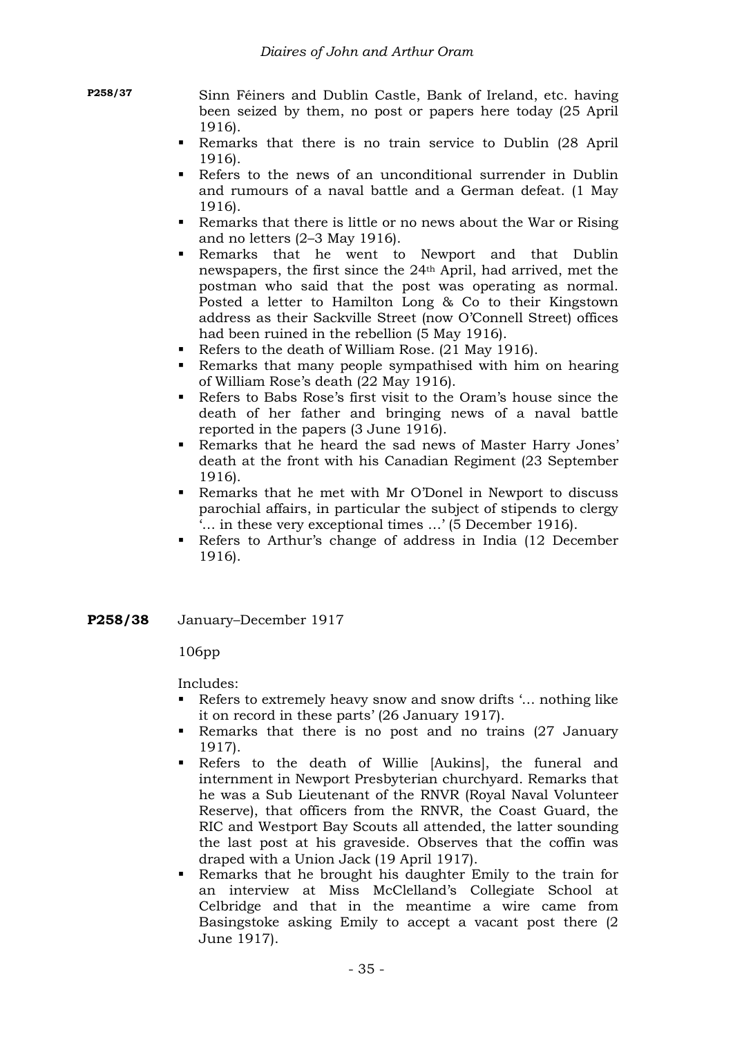**P258/37**

Sinn Féiners and Dublin Castle, Bank of Ireland, etc. having been seized by them, no post or papers here today (25 April 1916).

- Remarks that there is no train service to Dublin (28 April 1916).
- Refers to the news of an unconditional surrender in Dublin and rumours of a naval battle and a German defeat. (1 May 1916).
- Remarks that there is little or no news about the War or Rising and no letters (2–3 May 1916).
- Remarks that he went to Newport and that Dublin newspapers, the first since the 24th April, had arrived, met the postman who said that the post was operating as normal. Posted a letter to Hamilton Long & Co to their Kingstown address as their Sackville Street (now O'Connell Street) offices had been ruined in the rebellion (5 May 1916).
- Refers to the death of William Rose. (21 May 1916).
- Remarks that many people sympathised with him on hearing of William Rose's death (22 May 1916).
- Refers to Babs Rose's first visit to the Oram's house since the death of her father and bringing news of a naval battle reported in the papers (3 June 1916).
- Remarks that he heard the sad news of Master Harry Jones' death at the front with his Canadian Regiment (23 September 1916).
- Remarks that he met with Mr O'Donel in Newport to discuss parochial affairs, in particular the subject of stipends to clergy '… in these very exceptional times …' (5 December 1916).
- Refers to Arthur's change of address in India (12 December 1916).

**P258/38** January–December 1917

106pp

Includes:

- Refers to extremely heavy snow and snow drifts '… nothing like it on record in these parts' (26 January 1917).
- Remarks that there is no post and no trains (27 January 1917).
- Refers to the death of Willie [Aukins], the funeral and internment in Newport Presbyterian churchyard. Remarks that he was a Sub Lieutenant of the RNVR (Royal Naval Volunteer Reserve), that officers from the RNVR, the Coast Guard, the RIC and Westport Bay Scouts all attended, the latter sounding the last post at his graveside. Observes that the coffin was draped with a Union Jack (19 April 1917).
- Remarks that he brought his daughter Emily to the train for an interview at Miss McClelland's Collegiate School at Celbridge and that in the meantime a wire came from Basingstoke asking Emily to accept a vacant post there (2 June 1917).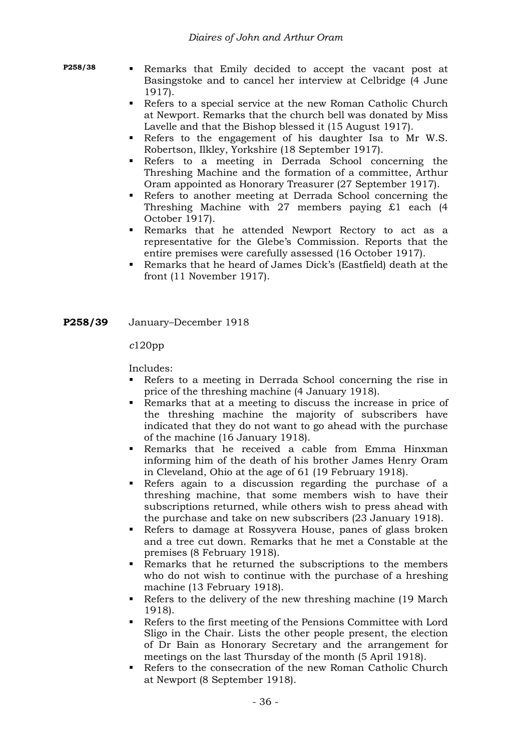**P258/38**

- Remarks that Emily decided to accept the vacant post at Basingstoke and to cancel her interview at Celbridge (4 June 1917).
- Refers to a special service at the new Roman Catholic Church at Newport. Remarks that the church bell was donated by Miss Lavelle and that the Bishop blessed it (15 August 1917).
- Refers to the engagement of his daughter Isa to Mr W.S. Robertson, Ilkley, Yorkshire (18 September 1917).
- Refers to a meeting in Derrada School concerning the Threshing Machine and the formation of a committee, Arthur Oram appointed as Honorary Treasurer (27 September 1917).
- Refers to another meeting at Derrada School concerning the Threshing Machine with 27 members paying £1 each (4 October 1917).
- Remarks that he attended Newport Rectory to act as a representative for the Glebe's Commission. Reports that the entire premises were carefully assessed (16 October 1917).
- Remarks that he heard of James Dick's (Eastfield) death at the front (11 November 1917).

**P258/39** January–December 1918

*c*120pp

Includes:

- Refers to a meeting in Derrada School concerning the rise in price of the threshing machine (4 January 1918).
- Remarks that at a meeting to discuss the increase in price of the threshing machine the majority of subscribers have indicated that they do not want to go ahead with the purchase of the machine (16 January 1918).
- Remarks that he received a cable from Emma Hinxman informing him of the death of his brother James Henry Oram in Cleveland, Ohio at the age of 61 (19 February 1918).
- Refers again to a discussion regarding the purchase of a threshing machine, that some members wish to have their subscriptions returned, while others wish to press ahead with the purchase and take on new subscribers (23 January 1918).
- Refers to damage at Rossyvera House, panes of glass broken and a tree cut down. Remarks that he met a Constable at the premises (8 February 1918).
- Remarks that he returned the subscriptions to the members who do not wish to continue with the purchase of a hreshing machine (13 February 1918).
- Refers to the delivery of the new threshing machine (19 March 1918).
- Refers to the first meeting of the Pensions Committee with Lord Sligo in the Chair. Lists the other people present, the election of Dr Bain as Honorary Secretary and the arrangement for meetings on the last Thursday of the month (5 April 1918).
- Refers to the consecration of the new Roman Catholic Church at Newport (8 September 1918).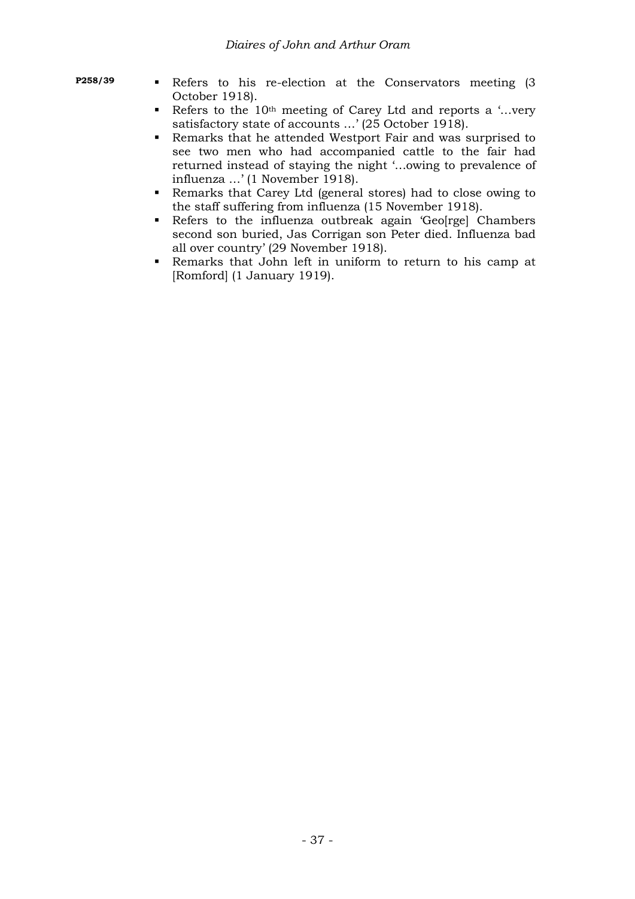**P258/39**

- Refers to his re-election at the Conservators meeting (3 October 1918).
- Refers to the 10th meeting of Carey Ltd and reports a '…very satisfactory state of accounts …' (25 October 1918).
- Remarks that he attended Westport Fair and was surprised to see two men who had accompanied cattle to the fair had returned instead of staying the night '…owing to prevalence of influenza …' (1 November 1918).
- Remarks that Carey Ltd (general stores) had to close owing to the staff suffering from influenza (15 November 1918).
- Refers to the influenza outbreak again 'Geo[rge] Chambers second son buried, Jas Corrigan son Peter died. Influenza bad all over country' (29 November 1918).
- Remarks that John left in uniform to return to his camp at [Romford] (1 January 1919).